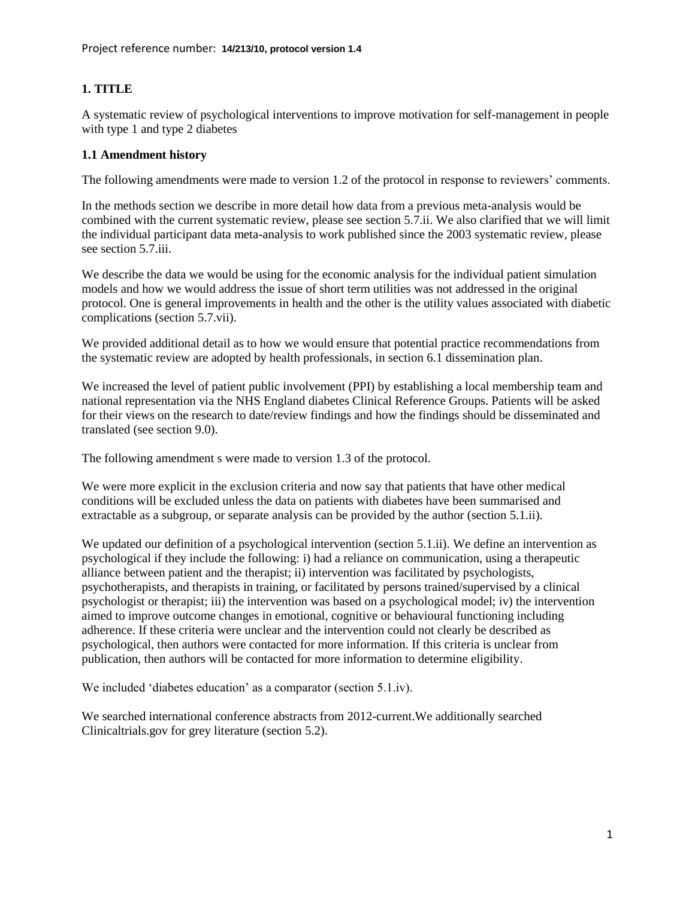# 1. TITLE

A systematic review of psychological interventions to improve motivation for self-management in people with type 1 and type 2 diabetes

## 1.1 Amendment history

The following amendments were made to version 1.2 of the protocol in response to reviewers' comments.

In the methods section we describe in more detail how data from a previous meta-analysis would be combined with the current systematic review, please see section 5.7.ii. We also clarified that we will limit the individual participant data meta-analysis to work published since the 2003 systematic review, please see section 5.7.iii.

We describe the data we would be using for the economic analysis for the individual patient simulation models and how we would address the issue of short term utilities was not addressed in the original protocol. One is general improvements in health and the other is the utility values associated with diabetic complications (section 5.7.vii).

We provided additional detail as to how we would ensure that potential practice recommendations from the systematic review are adopted by health professionals, in section 6.1 dissemination plan.

We increased the level of patient public involvement (PPI) by establishing a local membership team and national representation via the NHS England diabetes Clinical Reference Groups. Patients will be asked for their views on the research to date/review findings and how the findings should be disseminated and translated (see section 9.0).

The following amendment s were made to version 1.3 of the protocol.

We were more explicit in the exclusion criteria and now say that patients that have other medical conditions will be excluded unless the data on patients with diabetes have been summarised and extractable as a subgroup, or separate analysis can be provided by the author (section 5.1.ii).

We updated our definition of a psychological intervention (section 5.1.ii). We define an intervention as psychological if they include the following: i) had a reliance on communication, using a therapeutic alliance between patient and the therapist; ii) intervention was facilitated by psychologists, psychotherapists, and therapists in training, or facilitated by persons trained/supervised by a clinical psychologist or therapist; iii) the intervention was based on a psychological model; iv) the intervention aimed to improve outcome changes in emotional, cognitive or behavioural functioning including adherence. If these criteria were unclear and the intervention could not clearly be described as psychological, then authors were contacted for more information. If this criteria is unclear from publication, then authors will be contacted for more information to determine eligibility.

We included 'diabetes education' as a comparator (section 5.1.iv).

We searched international conference abstracts from 2012-current.We additionally searched Clinicaltrials.gov for grey literature (section 5.2).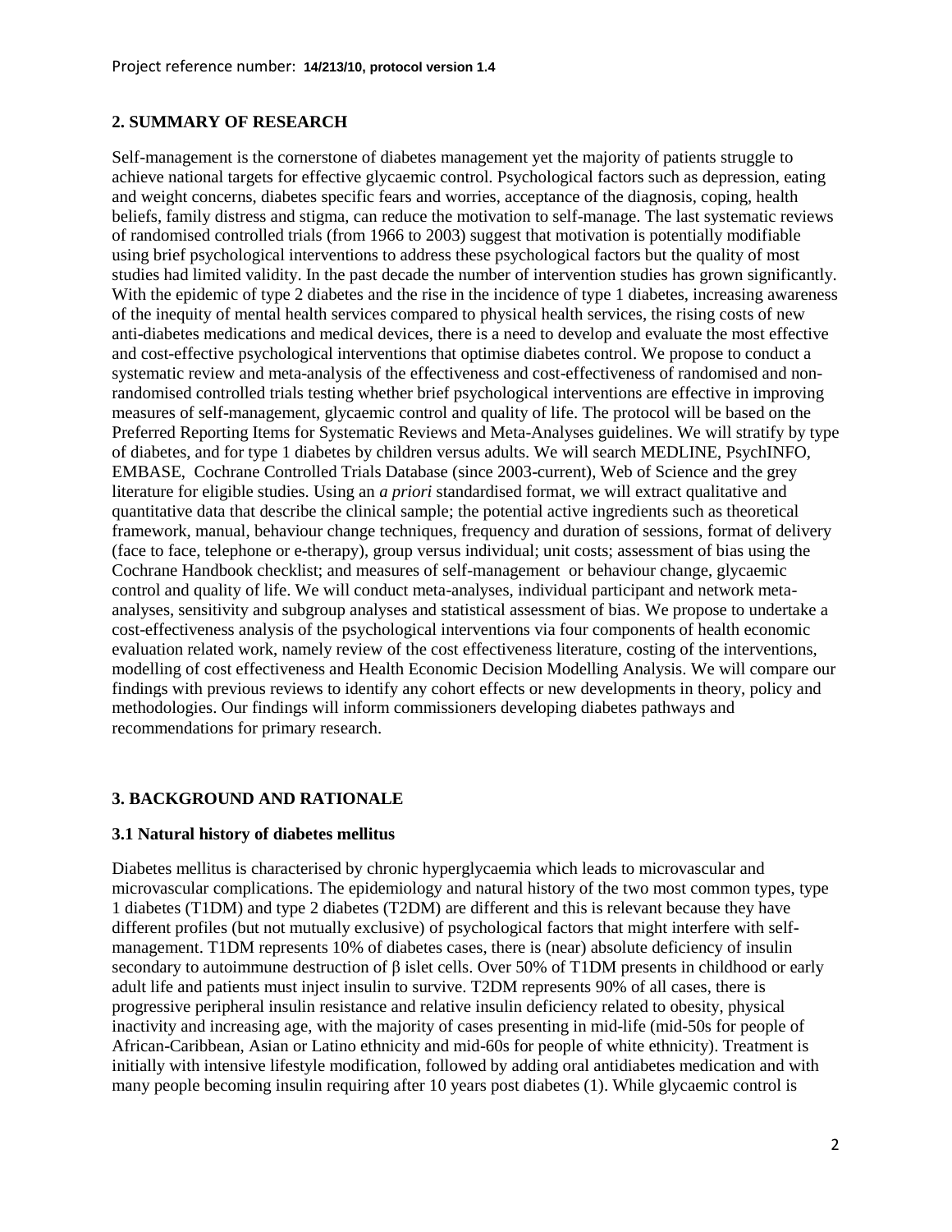## 2. SUMMARY OF RESEARCH

Self-management is the cornerstone of diabetes management yet the majority of patients struggle to achieve national targets for effective glycaemic control. Psychological factors such as depression, eating and weight concerns, diabetes specific fears and worries, acceptance of the diagnosis, coping, health beliefs, family distress and stigma, can reduce the motivation to self-manage. The last systematic reviews of randomised controlled trials (from 1966 to 2003) suggest that motivation is potentially modifiable using brief psychological interventions to address these psychological factors but the quality of most studies had limited validity. In the past decade the number of intervention studies has grown significantly. With the epidemic of type 2 diabetes and the rise in the incidence of type 1 diabetes, increasing awareness of the inequity of mental health services compared to physical health services, the rising costs of new anti-diabetes medications and medical devices, there is a need to develop and evaluate the most effective and cost-effective psychological interventions that optimise diabetes control. We propose to conduct a systematic review and meta-analysis of the effectiveness and cost-effectiveness of randomised and non-randomised controlled trials testing whether brief psychological interventions are effective in improving measures of self-management, glycaemic control and quality of life. The protocol will be based on the Preferred Reporting Items for Systematic Reviews and Meta-Analyses guidelines. We will stratify by type of diabetes, and for type 1 diabetes by children versus adults. We will search MEDLINE, PsychINFO, EMBASE, Cochrane Controlled Trials Database (since 2003-current), Web of Science and the grey literature for eligible studies. Using an *a priori* standardised format, we will extract qualitative and quantitative data that describe the clinical sample; the potential active ingredients such as theoretical framework, manual, behaviour change techniques, frequency and duration of sessions, format of delivery (face to face, telephone or e-therapy), group versus individual; unit costs; assessment of bias using the Cochrane Handbook checklist; and measures of self-management or behaviour change, glycaemic control and quality of life. We will conduct meta-analyses, individual participant and network meta-analyses, sensitivity and subgroup analyses and statistical assessment of bias. We propose to undertake a cost-effectiveness analysis of the psychological interventions via four components of health economic evaluation related work, namely review of the cost effectiveness literature, costing of the interventions, modelling of cost effectiveness and Health Economic Decision Modelling Analysis. We will compare our findings with previous reviews to identify any cohort effects or new developments in theory, policy and methodologies. Our findings will inform commissioners developing diabetes pathways and recommendations for primary research.

## 3. BACKGROUND AND RATIONALE

### 3.1 Natural history of diabetes mellitus

Diabetes mellitus is characterised by chronic hyperglycaemia which leads to microvascular and microvascular complications. The epidemiology and natural history of the two most common types, type 1 diabetes (T1DM) and type 2 diabetes (T2DM) are different and this is relevant because they have different profiles (but not mutually exclusive) of psychological factors that might interfere with self-management. T1DM represents 10% of diabetes cases, there is (near) absolute deficiency of insulin secondary to autoimmune destruction of β islet cells. Over 50% of T1DM presents in childhood or early adult life and patients must inject insulin to survive. T2DM represents 90% of all cases, there is progressive peripheral insulin resistance and relative insulin deficiency related to obesity, physical inactivity and increasing age, with the majority of cases presenting in mid-life (mid-50s for people of African-Caribbean, Asian or Latino ethnicity and mid-60s for people of white ethnicity). Treatment is initially with intensive lifestyle modification, followed by adding oral antidiabetes medication and with many people becoming insulin requiring after 10 years post diabetes (1). While glycaemic control is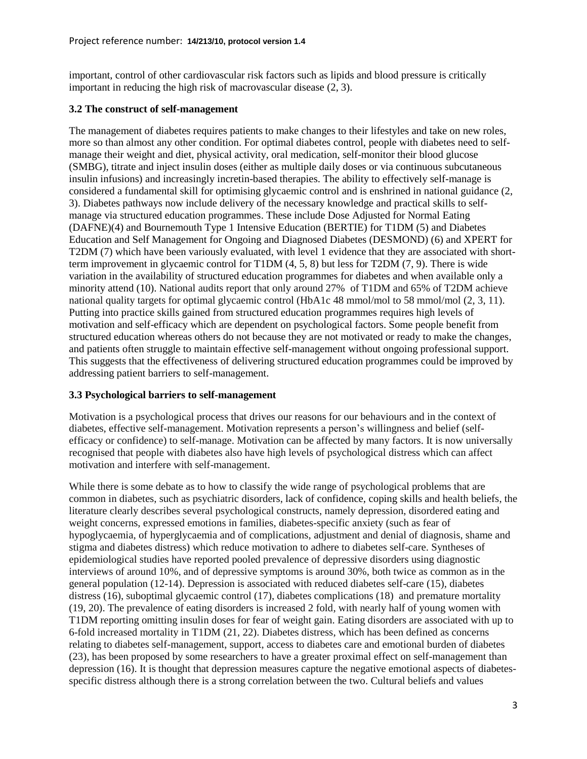important, control of other cardiovascular risk factors such as lipids and blood pressure is critically important in reducing the high risk of macrovascular disease (2, 3).

### 3.2 The construct of self-management

The management of diabetes requires patients to make changes to their lifestyles and take on new roles, more so than almost any other condition. For optimal diabetes control, people with diabetes need to self-manage their weight and diet, physical activity, oral medication, self-monitor their blood glucose (SMBG), titrate and inject insulin doses (either as multiple daily doses or via continuous subcutaneous insulin infusions) and increasingly incretin-based therapies. The ability to effectively self-manage is considered a fundamental skill for optimising glycaemic control and is enshrined in national guidance (2, 3). Diabetes pathways now include delivery of the necessary knowledge and practical skills to self-manage via structured education programmes. These include Dose Adjusted for Normal Eating (DAFNE)(4) and Bournemouth Type 1 Intensive Education (BERTIE) for T1DM (5) and Diabetes Education and Self Management for Ongoing and Diagnosed Diabetes (DESMOND) (6) and XPERT for T2DM (7) which have been variously evaluated, with level 1 evidence that they are associated with short-term improvement in glycaemic control for T1DM (4, 5, 8) but less for T2DM (7, 9). There is wide variation in the availability of structured education programmes for diabetes and when available only a minority attend (10). National audits report that only around 27% of T1DM and 65% of T2DM achieve national quality targets for optimal glycaemic control (HbA1c 48 mmol/mol to 58 mmol/mol (2, 3, 11). Putting into practice skills gained from structured education programmes requires high levels of motivation and self-efficacy which are dependent on psychological factors. Some people benefit from structured education whereas others do not because they are not motivated or ready to make the changes, and patients often struggle to maintain effective self-management without ongoing professional support. This suggests that the effectiveness of delivering structured education programmes could be improved by addressing patient barriers to self-management.

### 3.3 Psychological barriers to self-management

Motivation is a psychological process that drives our reasons for our behaviours and in the context of diabetes, effective self-management. Motivation represents a person's willingness and belief (self-efficacy or confidence) to self-manage. Motivation can be affected by many factors. It is now universally recognised that people with diabetes also have high levels of psychological distress which can affect motivation and interfere with self-management.

While there is some debate as to how to classify the wide range of psychological problems that are common in diabetes, such as psychiatric disorders, lack of confidence, coping skills and health beliefs, the literature clearly describes several psychological constructs, namely depression, disordered eating and weight concerns, expressed emotions in families, diabetes-specific anxiety (such as fear of hypoglycaemia, of hyperglycaemia and of complications, adjustment and denial of diagnosis, shame and stigma and diabetes distress) which reduce motivation to adhere to diabetes self-care. Syntheses of epidemiological studies have reported pooled prevalence of depressive disorders using diagnostic interviews of around 10%, and of depressive symptoms is around 30%, both twice as common as in the general population (12-14). Depression is associated with reduced diabetes self-care (15), diabetes distress (16), suboptimal glycaemic control (17), diabetes complications (18) and premature mortality (19, 20). The prevalence of eating disorders is increased 2 fold, with nearly half of young women with T1DM reporting omitting insulin doses for fear of weight gain. Eating disorders are associated with up to 6-fold increased mortality in T1DM (21, 22). Diabetes distress, which has been defined as concerns relating to diabetes self-management, support, access to diabetes care and emotional burden of diabetes (23), has been proposed by some researchers to have a greater proximal effect on self-management than depression (16). It is thought that depression measures capture the negative emotional aspects of diabetes-specific distress although there is a strong correlation between the two. Cultural beliefs and values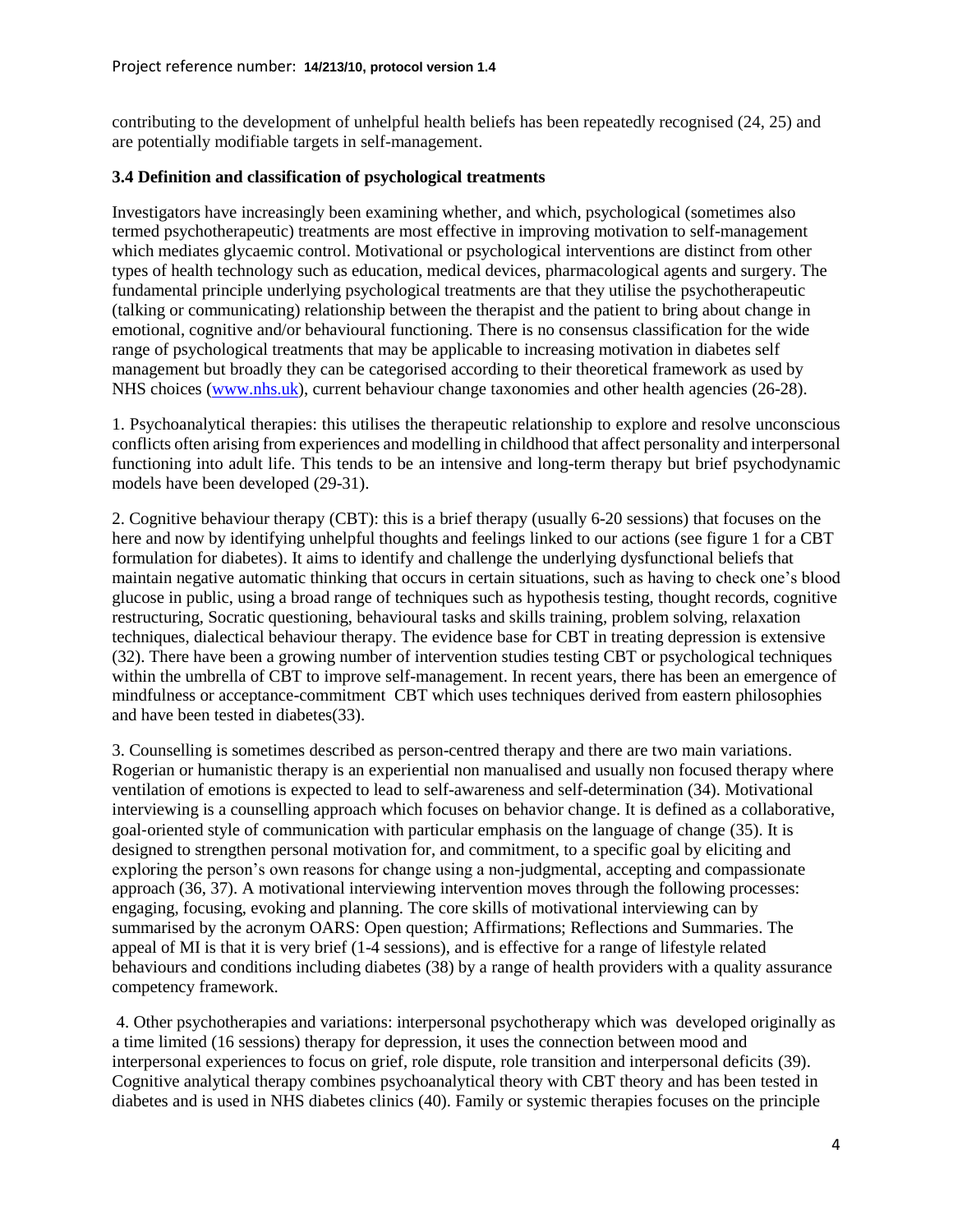contributing to the development of unhelpful health beliefs has been repeatedly recognised (24, 25) and are potentially modifiable targets in self-management.

### 3.4 Definition and classification of psychological treatments

Investigators have increasingly been examining whether, and which, psychological (sometimes also termed psychotherapeutic) treatments are most effective in improving motivation to self-management which mediates glycaemic control. Motivational or psychological interventions are distinct from other types of health technology such as education, medical devices, pharmacological agents and surgery. The fundamental principle underlying psychological treatments are that they utilise the psychotherapeutic (talking or communicating) relationship between the therapist and the patient to bring about change in emotional, cognitive and/or behavioural functioning. There is no consensus classification for the wide range of psychological treatments that may be applicable to increasing motivation in diabetes self management but broadly they can be categorised according to their theoretical framework as used by NHS choices (www.nhs.uk), current behaviour change taxonomies and other health agencies (26-28).

1. Psychoanalytical therapies: this utilises the therapeutic relationship to explore and resolve unconscious conflicts often arising from experiences and modelling in childhood that affect personality and interpersonal functioning into adult life. This tends to be an intensive and long-term therapy but brief psychodynamic models have been developed (29-31).

2. Cognitive behaviour therapy (CBT): this is a brief therapy (usually 6-20 sessions) that focuses on the here and now by identifying unhelpful thoughts and feelings linked to our actions (see figure 1 for a CBT formulation for diabetes). It aims to identify and challenge the underlying dysfunctional beliefs that maintain negative automatic thinking that occurs in certain situations, such as having to check one's blood glucose in public, using a broad range of techniques such as hypothesis testing, thought records, cognitive restructuring, Socratic questioning, behavioural tasks and skills training, problem solving, relaxation techniques, dialectical behaviour therapy. The evidence base for CBT in treating depression is extensive (32). There have been a growing number of intervention studies testing CBT or psychological techniques within the umbrella of CBT to improve self-management. In recent years, there has been an emergence of mindfulness or acceptance-commitment CBT which uses techniques derived from eastern philosophies and have been tested in diabetes(33).

3. Counselling is sometimes described as person-centred therapy and there are two main variations. Rogerian or humanistic therapy is an experiential non manualised and usually non focused therapy where ventilation of emotions is expected to lead to self-awareness and self-determination (34). Motivational interviewing is a counselling approach which focuses on behavior change. It is defined as a collaborative, goal-oriented style of communication with particular emphasis on the language of change (35). It is designed to strengthen personal motivation for, and commitment, to a specific goal by eliciting and exploring the person's own reasons for change using a non-judgmental, accepting and compassionate approach (36, 37). A motivational interviewing intervention moves through the following processes: engaging, focusing, evoking and planning. The core skills of motivational interviewing can by summarised by the acronym OARS: Open question; Affirmations; Reflections and Summaries. The appeal of MI is that it is very brief (1-4 sessions), and is effective for a range of lifestyle related behaviours and conditions including diabetes (38) by a range of health providers with a quality assurance competency framework.

4. Other psychotherapies and variations: interpersonal psychotherapy which was developed originally as a time limited (16 sessions) therapy for depression, it uses the connection between mood and interpersonal experiences to focus on grief, role dispute, role transition and interpersonal deficits (39). Cognitive analytical therapy combines psychoanalytical theory with CBT theory and has been tested in diabetes and is used in NHS diabetes clinics (40). Family or systemic therapies focuses on the principle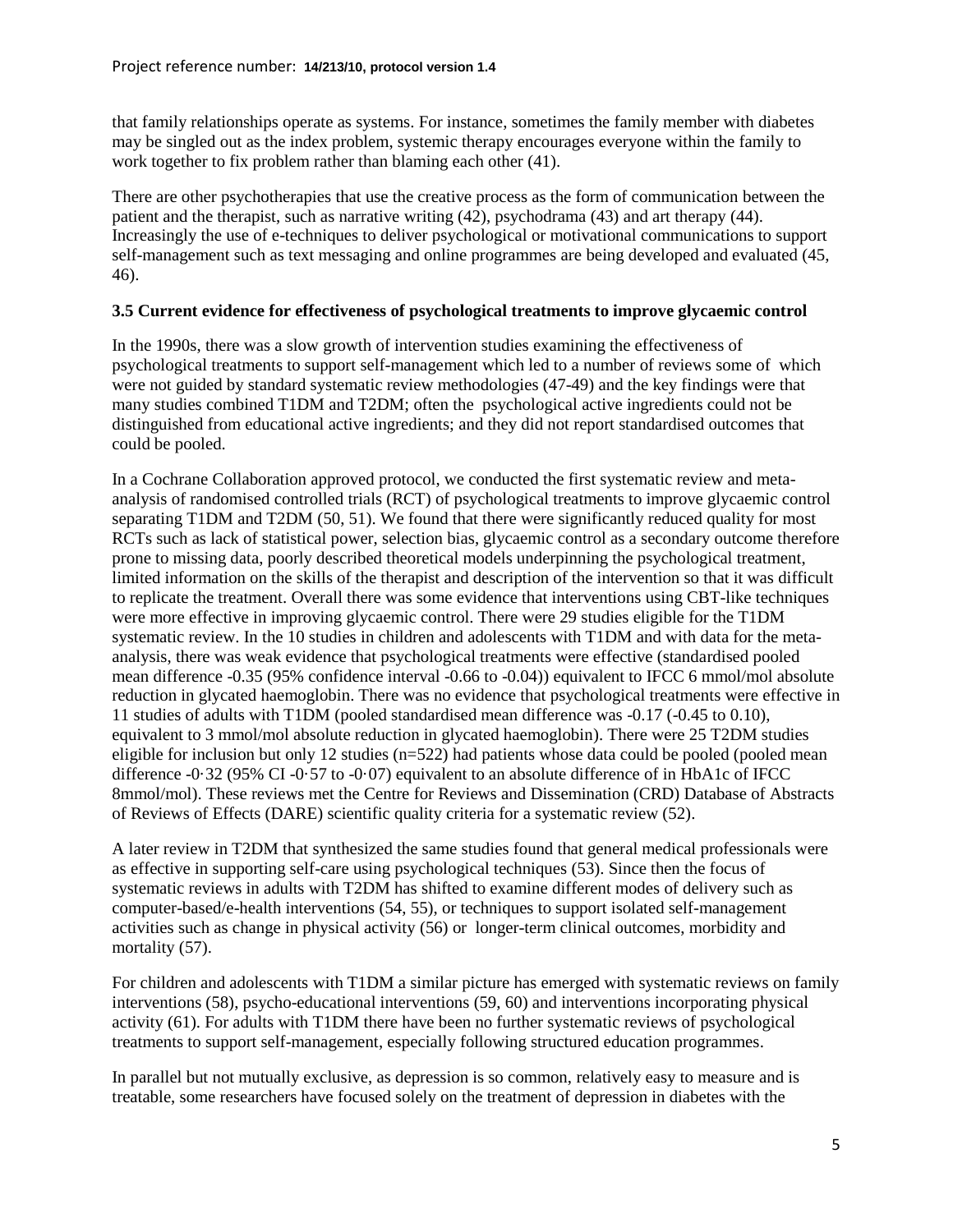that family relationships operate as systems. For instance, sometimes the family member with diabetes may be singled out as the index problem, systemic therapy encourages everyone within the family to work together to fix problem rather than blaming each other (41).

There are other psychotherapies that use the creative process as the form of communication between the patient and the therapist, such as narrative writing (42), psychodrama (43) and art therapy (44). Increasingly the use of e-techniques to deliver psychological or motivational communications to support self-management such as text messaging and online programmes are being developed and evaluated (45, 46).

### 3.5 Current evidence for effectiveness of psychological treatments to improve glycaemic control

In the 1990s, there was a slow growth of intervention studies examining the effectiveness of psychological treatments to support self-management which led to a number of reviews some of which were not guided by standard systematic review methodologies (47-49) and the key findings were that many studies combined T1DM and T2DM; often the psychological active ingredients could not be distinguished from educational active ingredients; and they did not report standardised outcomes that could be pooled.

In a Cochrane Collaboration approved protocol, we conducted the first systematic review and meta-analysis of randomised controlled trials (RCT) of psychological treatments to improve glycaemic control separating T1DM and T2DM (50, 51). We found that there were significantly reduced quality for most RCTs such as lack of statistical power, selection bias, glycaemic control as a secondary outcome therefore prone to missing data, poorly described theoretical models underpinning the psychological treatment, limited information on the skills of the therapist and description of the intervention so that it was difficult to replicate the treatment. Overall there was some evidence that interventions using CBT-like techniques were more effective in improving glycaemic control. There were 29 studies eligible for the T1DM systematic review. In the 10 studies in children and adolescents with T1DM and with data for the meta-analysis, there was weak evidence that psychological treatments were effective (standardised pooled mean difference -0.35 (95% confidence interval -0.66 to -0.04)) equivalent to IFCC 6 mmol/mol absolute reduction in glycated haemoglobin. There was no evidence that psychological treatments were effective in 11 studies of adults with T1DM (pooled standardised mean difference was -0.17 (-0.45 to 0.10), equivalent to 3 mmol/mol absolute reduction in glycated haemoglobin). There were 25 T2DM studies eligible for inclusion but only 12 studies (n=522) had patients whose data could be pooled (pooled mean difference -0·32 (95% CI -0·57 to -0·07) equivalent to an absolute difference of in HbA1c of IFCC 8mmol/mol). These reviews met the Centre for Reviews and Dissemination (CRD) Database of Abstracts of Reviews of Effects (DARE) scientific quality criteria for a systematic review (52).

A later review in T2DM that synthesized the same studies found that general medical professionals were as effective in supporting self-care using psychological techniques (53). Since then the focus of systematic reviews in adults with T2DM has shifted to examine different modes of delivery such as computer-based/e-health interventions (54, 55), or techniques to support isolated self-management activities such as change in physical activity (56) or longer-term clinical outcomes, morbidity and mortality (57).

For children and adolescents with T1DM a similar picture has emerged with systematic reviews on family interventions (58), psycho-educational interventions (59, 60) and interventions incorporating physical activity (61). For adults with T1DM there have been no further systematic reviews of psychological treatments to support self-management, especially following structured education programmes.

In parallel but not mutually exclusive, as depression is so common, relatively easy to measure and is treatable, some researchers have focused solely on the treatment of depression in diabetes with the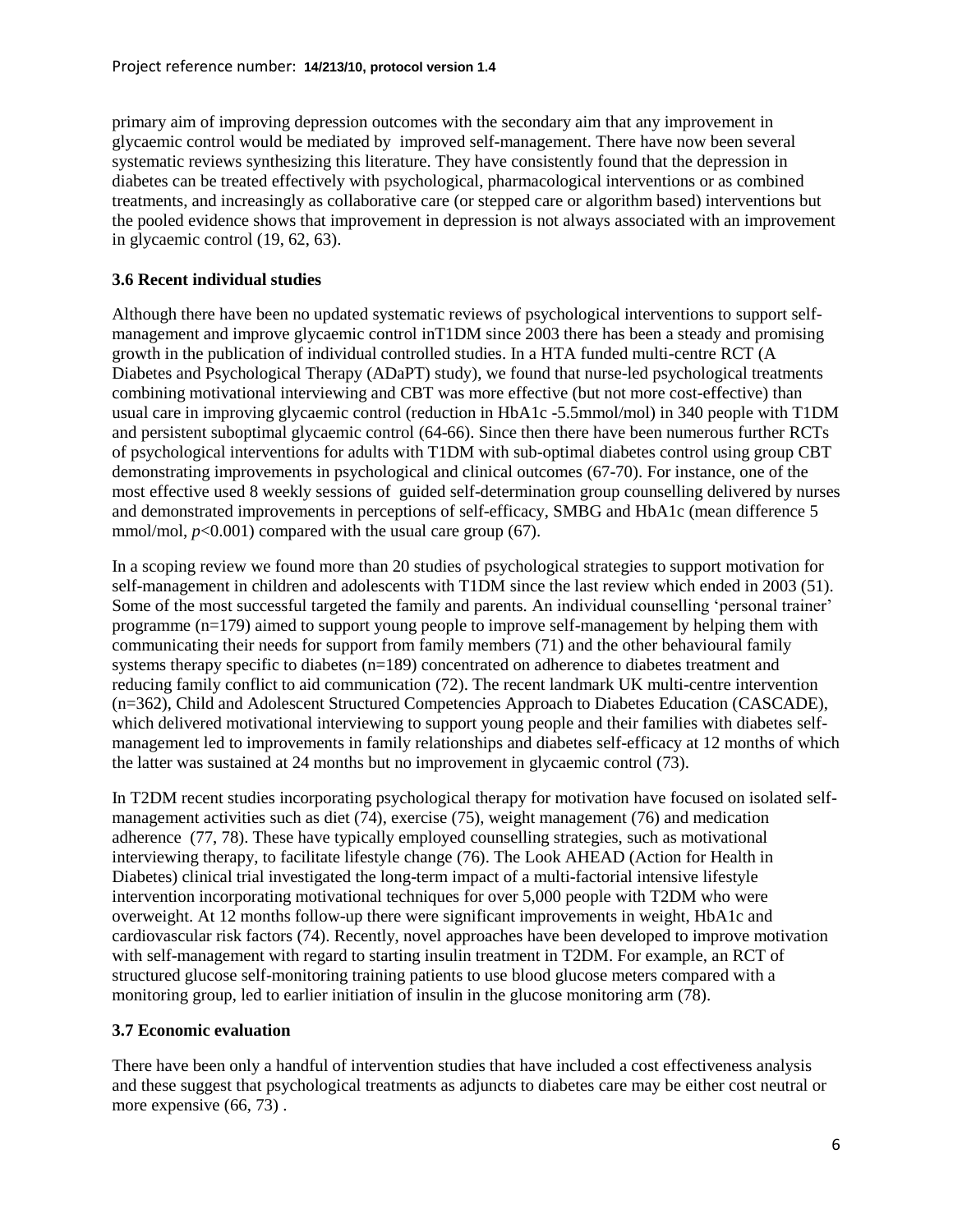primary aim of improving depression outcomes with the secondary aim that any improvement in glycaemic control would be mediated by improved self-management. There have now been several systematic reviews synthesizing this literature. They have consistently found that the depression in diabetes can be treated effectively with psychological, pharmacological interventions or as combined treatments, and increasingly as collaborative care (or stepped care or algorithm based) interventions but the pooled evidence shows that improvement in depression is not always associated with an improvement in glycaemic control (19, 62, 63).

### 3.6 Recent individual studies

Although there have been no updated systematic reviews of psychological interventions to support self-management and improve glycaemic control inT1DM since 2003 there has been a steady and promising growth in the publication of individual controlled studies. In a HTA funded multi-centre RCT (A Diabetes and Psychological Therapy (ADaPT) study), we found that nurse-led psychological treatments combining motivational interviewing and CBT was more effective (but not more cost-effective) than usual care in improving glycaemic control (reduction in HbA1c -5.5mmol/mol) in 340 people with T1DM and persistent suboptimal glycaemic control (64-66). Since then there have been numerous further RCTs of psychological interventions for adults with T1DM with sub-optimal diabetes control using group CBT demonstrating improvements in psychological and clinical outcomes (67-70). For instance, one of the most effective used 8 weekly sessions of guided self-determination group counselling delivered by nurses and demonstrated improvements in perceptions of self-efficacy, SMBG and HbA1c (mean difference 5 mmol/mol, $p<0.001$) compared with the usual care group (67).

In a scoping review we found more than 20 studies of psychological strategies to support motivation for self-management in children and adolescents with T1DM since the last review which ended in 2003 (51). Some of the most successful targeted the family and parents. An individual counselling 'personal trainer' programme (n=179) aimed to support young people to improve self-management by helping them with communicating their needs for support from family members (71) and the other behavioural family systems therapy specific to diabetes (n=189) concentrated on adherence to diabetes treatment and reducing family conflict to aid communication (72). The recent landmark UK multi-centre intervention (n=362), Child and Adolescent Structured Competencies Approach to Diabetes Education (CASCADE), which delivered motivational interviewing to support young people and their families with diabetes self-management led to improvements in family relationships and diabetes self-efficacy at 12 months of which the latter was sustained at 24 months but no improvement in glycaemic control (73).

In T2DM recent studies incorporating psychological therapy for motivation have focused on isolated self-management activities such as diet (74), exercise (75), weight management (76) and medication adherence (77, 78). These have typically employed counselling strategies, such as motivational interviewing therapy, to facilitate lifestyle change (76). The Look AHEAD (Action for Health in Diabetes) clinical trial investigated the long-term impact of a multi-factorial intensive lifestyle intervention incorporating motivational techniques for over 5,000 people with T2DM who were overweight. At 12 months follow-up there were significant improvements in weight, HbA1c and cardiovascular risk factors (74). Recently, novel approaches have been developed to improve motivation with self-management with regard to starting insulin treatment in T2DM. For example, an RCT of structured glucose self-monitoring training patients to use blood glucose meters compared with a monitoring group, led to earlier initiation of insulin in the glucose monitoring arm (78).

### 3.7 Economic evaluation

There have been only a handful of intervention studies that have included a cost effectiveness analysis and these suggest that psychological treatments as adjuncts to diabetes care may be either cost neutral or more expensive (66, 73) .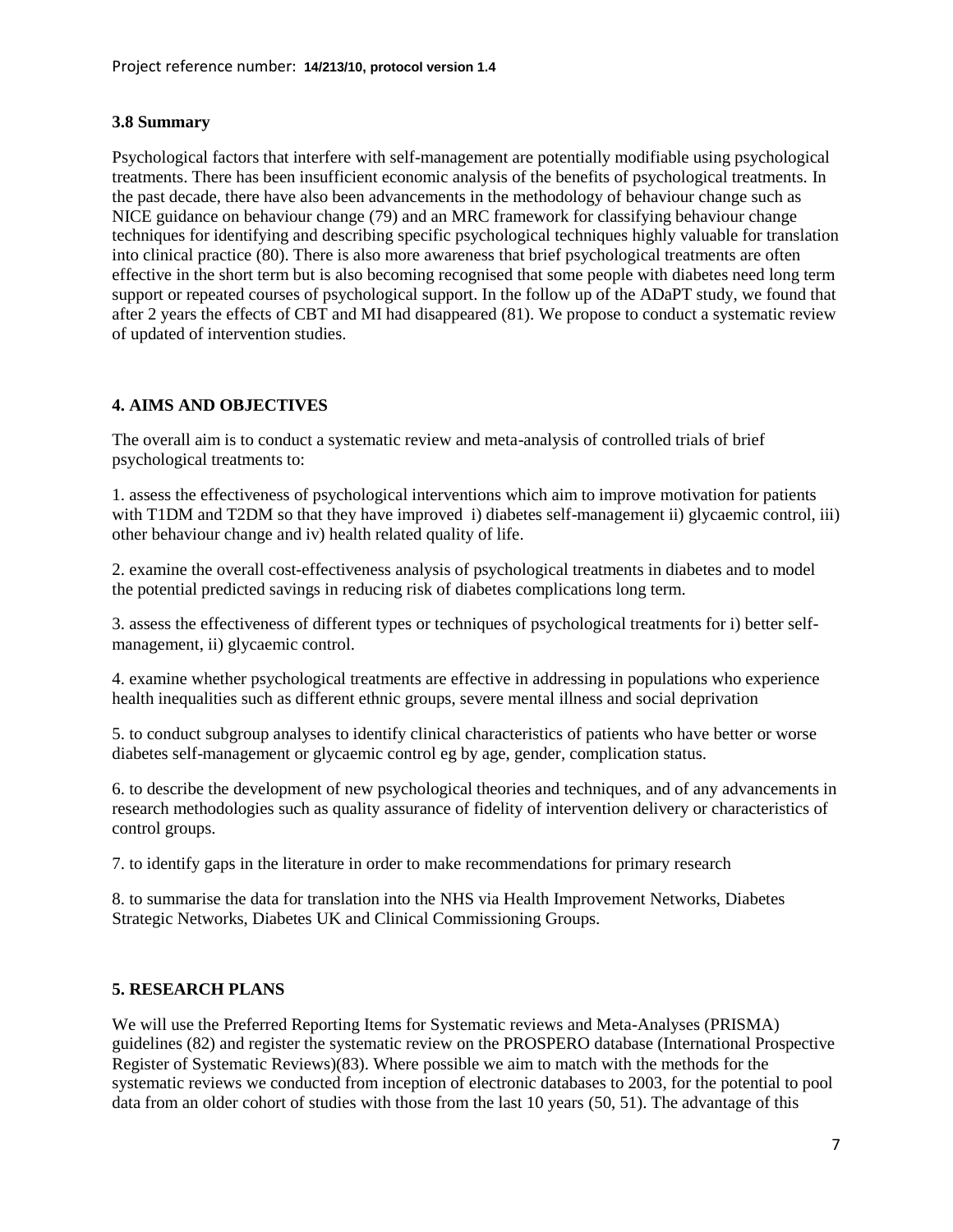### 3.8 Summary

Psychological factors that interfere with self-management are potentially modifiable using psychological treatments. There has been insufficient economic analysis of the benefits of psychological treatments. In the past decade, there have also been advancements in the methodology of behaviour change such as NICE guidance on behaviour change (79) and an MRC framework for classifying behaviour change techniques for identifying and describing specific psychological techniques highly valuable for translation into clinical practice (80). There is also more awareness that brief psychological treatments are often effective in the short term but is also becoming recognised that some people with diabetes need long term support or repeated courses of psychological support. In the follow up of the ADaPT study, we found that after 2 years the effects of CBT and MI had disappeared (81). We propose to conduct a systematic review of updated of intervention studies.

## 4. AIMS AND OBJECTIVES

The overall aim is to conduct a systematic review and meta-analysis of controlled trials of brief psychological treatments to:

1. assess the effectiveness of psychological interventions which aim to improve motivation for patients with T1DM and T2DM so that they have improved i) diabetes self-management ii) glycaemic control, iii) other behaviour change and iv) health related quality of life.

2. examine the overall cost-effectiveness analysis of psychological treatments in diabetes and to model the potential predicted savings in reducing risk of diabetes complications long term.

3. assess the effectiveness of different types or techniques of psychological treatments for i) better self-management, ii) glycaemic control.

4. examine whether psychological treatments are effective in addressing in populations who experience health inequalities such as different ethnic groups, severe mental illness and social deprivation

5. to conduct subgroup analyses to identify clinical characteristics of patients who have better or worse diabetes self-management or glycaemic control eg by age, gender, complication status.

6. to describe the development of new psychological theories and techniques, and of any advancements in research methodologies such as quality assurance of fidelity of intervention delivery or characteristics of control groups.

7. to identify gaps in the literature in order to make recommendations for primary research

8. to summarise the data for translation into the NHS via Health Improvement Networks, Diabetes Strategic Networks, Diabetes UK and Clinical Commissioning Groups.

## 5. RESEARCH PLANS

We will use the Preferred Reporting Items for Systematic reviews and Meta-Analyses (PRISMA) guidelines (82) and register the systematic review on the PROSPERO database (International Prospective Register of Systematic Reviews)(83). Where possible we aim to match with the methods for the systematic reviews we conducted from inception of electronic databases to 2003, for the potential to pool data from an older cohort of studies with those from the last 10 years (50, 51). The advantage of this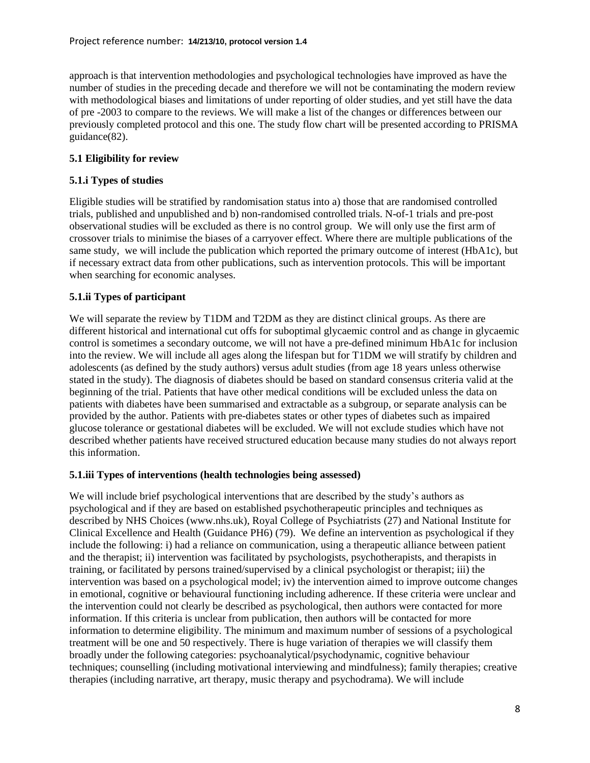approach is that intervention methodologies and psychological technologies have improved as have the number of studies in the preceding decade and therefore we will not be contaminating the modern review with methodological biases and limitations of under reporting of older studies, and yet still have the data of pre -2003 to compare to the reviews. We will make a list of the changes or differences between our previously completed protocol and this one. The study flow chart will be presented according to PRISMA guidance(82).

### 5.1 Eligibility for review

#### 5.1.i Types of studies

Eligible studies will be stratified by randomisation status into a) those that are randomised controlled trials, published and unpublished and b) non-randomised controlled trials. N-of-1 trials and pre-post observational studies will be excluded as there is no control group. We will only use the first arm of crossover trials to minimise the biases of a carryover effect. Where there are multiple publications of the same study, we will include the publication which reported the primary outcome of interest (HbA1c), but if necessary extract data from other publications, such as intervention protocols. This will be important when searching for economic analyses.

#### 5.1.ii Types of participant

We will separate the review by T1DM and T2DM as they are distinct clinical groups. As there are different historical and international cut offs for suboptimal glycaemic control and as change in glycaemic control is sometimes a secondary outcome, we will not have a pre-defined minimum HbA1c for inclusion into the review. We will include all ages along the lifespan but for T1DM we will stratify by children and adolescents (as defined by the study authors) versus adult studies (from age 18 years unless otherwise stated in the study). The diagnosis of diabetes should be based on standard consensus criteria valid at the beginning of the trial. Patients that have other medical conditions will be excluded unless the data on patients with diabetes have been summarised and extractable as a subgroup, or separate analysis can be provided by the author. Patients with pre-diabetes states or other types of diabetes such as impaired glucose tolerance or gestational diabetes will be excluded. We will not exclude studies which have not described whether patients have received structured education because many studies do not always report this information.

#### 5.1.iii Types of interventions (health technologies being assessed)

We will include brief psychological interventions that are described by the study's authors as psychological and if they are based on established psychotherapeutic principles and techniques as described by NHS Choices (www.nhs.uk), Royal College of Psychiatrists (27) and National Institute for Clinical Excellence and Health (Guidance PH6) (79). We define an intervention as psychological if they include the following: i) had a reliance on communication, using a therapeutic alliance between patient and the therapist; ii) intervention was facilitated by psychologists, psychotherapists, and therapists in training, or facilitated by persons trained/supervised by a clinical psychologist or therapist; iii) the intervention was based on a psychological model; iv) the intervention aimed to improve outcome changes in emotional, cognitive or behavioural functioning including adherence. If these criteria were unclear and the intervention could not clearly be described as psychological, then authors were contacted for more information. If this criteria is unclear from publication, then authors will be contacted for more information to determine eligibility. The minimum and maximum number of sessions of a psychological treatment will be one and 50 respectively. There is huge variation of therapies we will classify them broadly under the following categories: psychoanalytical/psychodynamic, cognitive behaviour techniques; counselling (including motivational interviewing and mindfulness); family therapies; creative therapies (including narrative, art therapy, music therapy and psychodrama). We will include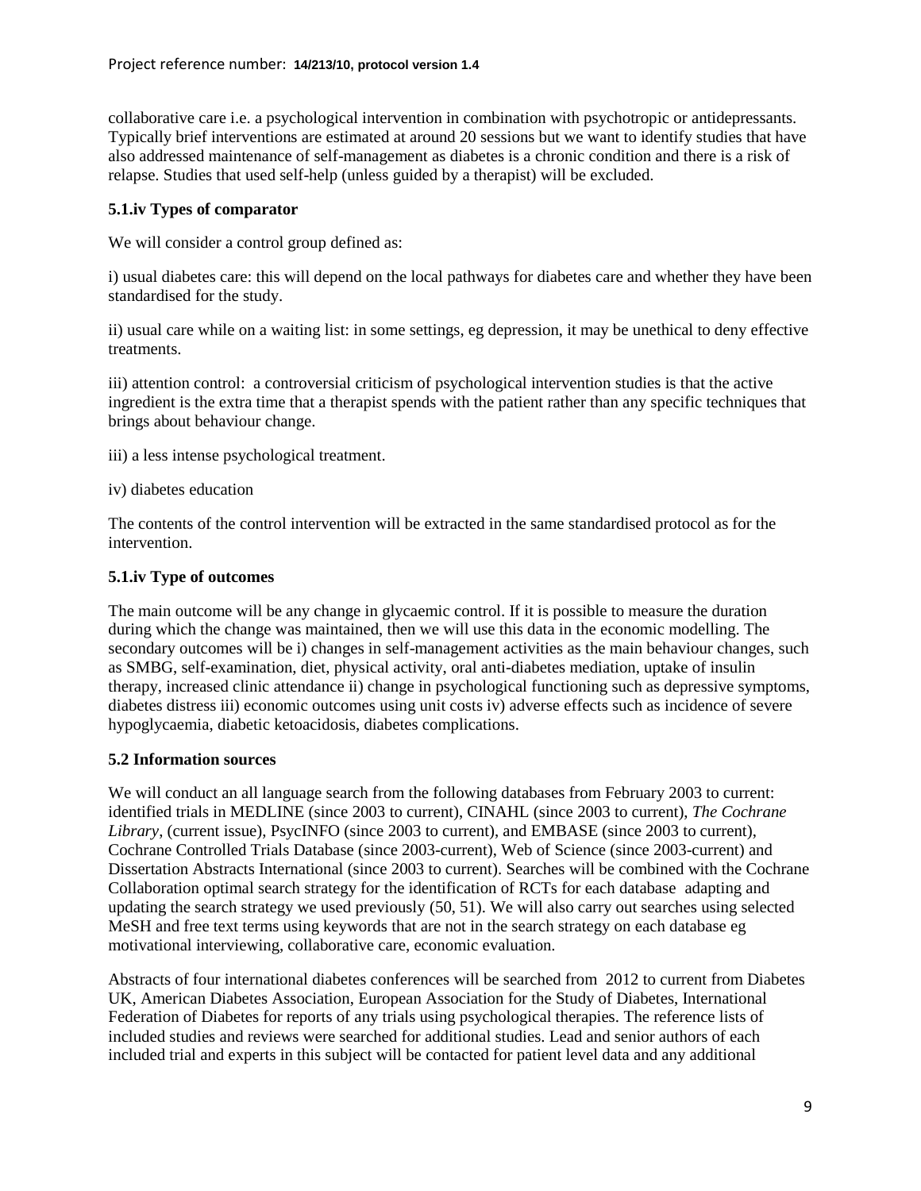collaborative care i.e. a psychological intervention in combination with psychotropic or antidepressants. Typically brief interventions are estimated at around 20 sessions but we want to identify studies that have also addressed maintenance of self-management as diabetes is a chronic condition and there is a risk of relapse. Studies that used self-help (unless guided by a therapist) will be excluded.

### 5.1.iv Types of comparator

We will consider a control group defined as:

i) usual diabetes care: this will depend on the local pathways for diabetes care and whether they have been standardised for the study.

ii) usual care while on a waiting list: in some settings, eg depression, it may be unethical to deny effective treatments.

iii) attention control: a controversial criticism of psychological intervention studies is that the active ingredient is the extra time that a therapist spends with the patient rather than any specific techniques that brings about behaviour change.

iii) a less intense psychological treatment.

iv) diabetes education

The contents of the control intervention will be extracted in the same standardised protocol as for the intervention.

### 5.1.iv Type of outcomes

The main outcome will be any change in glycaemic control. If it is possible to measure the duration during which the change was maintained, then we will use this data in the economic modelling. The secondary outcomes will be i) changes in self-management activities as the main behaviour changes, such as SMBG, self-examination, diet, physical activity, oral anti-diabetes mediation, uptake of insulin therapy, increased clinic attendance ii) change in psychological functioning such as depressive symptoms, diabetes distress iii) economic outcomes using unit costs iv) adverse effects such as incidence of severe hypoglycaemia, diabetic ketoacidosis, diabetes complications.

### 5.2 Information sources

We will conduct an all language search from the following databases from February 2003 to current: identified trials in MEDLINE (since 2003 to current), CINAHL (since 2003 to current), *The Cochrane Library*, (current issue), PsycINFO (since 2003 to current), and EMBASE (since 2003 to current), Cochrane Controlled Trials Database (since 2003-current), Web of Science (since 2003-current) and Dissertation Abstracts International (since 2003 to current). Searches will be combined with the Cochrane Collaboration optimal search strategy for the identification of RCTs for each database adapting and updating the search strategy we used previously (50, 51). We will also carry out searches using selected MeSH and free text terms using keywords that are not in the search strategy on each database eg motivational interviewing, collaborative care, economic evaluation.

Abstracts of four international diabetes conferences will be searched from 2012 to current from Diabetes UK, American Diabetes Association, European Association for the Study of Diabetes, International Federation of Diabetes for reports of any trials using psychological therapies. The reference lists of included studies and reviews were searched for additional studies. Lead and senior authors of each included trial and experts in this subject will be contacted for patient level data and any additional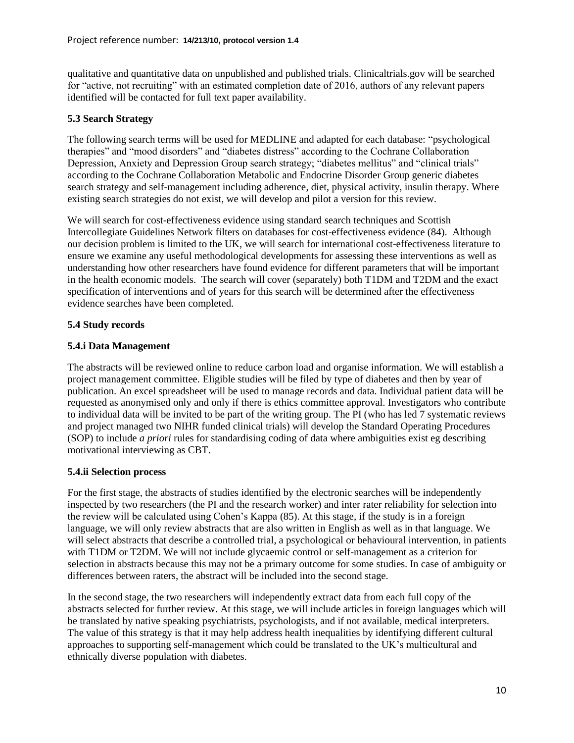qualitative and quantitative data on unpublished and published trials. Clinicaltrials.gov will be searched for "active, not recruiting" with an estimated completion date of 2016, authors of any relevant papers identified will be contacted for full text paper availability.

### 5.3 Search Strategy

The following search terms will be used for MEDLINE and adapted for each database: "psychological therapies" and "mood disorders" and "diabetes distress" according to the Cochrane Collaboration Depression, Anxiety and Depression Group search strategy; "diabetes mellitus" and "clinical trials" according to the Cochrane Collaboration Metabolic and Endocrine Disorder Group generic diabetes search strategy and self-management including adherence, diet, physical activity, insulin therapy. Where existing search strategies do not exist, we will develop and pilot a version for this review.

We will search for cost-effectiveness evidence using standard search techniques and Scottish Intercollegiate Guidelines Network filters on databases for cost-effectiveness evidence (84). Although our decision problem is limited to the UK, we will search for international cost-effectiveness literature to ensure we examine any useful methodological developments for assessing these interventions as well as understanding how other researchers have found evidence for different parameters that will be important in the health economic models. The search will cover (separately) both T1DM and T2DM and the exact specification of interventions and of years for this search will be determined after the effectiveness evidence searches have been completed.

### 5.4 Study records

#### 5.4.i Data Management

The abstracts will be reviewed online to reduce carbon load and organise information. We will establish a project management committee. Eligible studies will be filed by type of diabetes and then by year of publication. An excel spreadsheet will be used to manage records and data. Individual patient data will be requested as anonymised only and only if there is ethics committee approval. Investigators who contribute to individual data will be invited to be part of the writing group. The PI (who has led 7 systematic reviews and project managed two NIHR funded clinical trials) will develop the Standard Operating Procedures (SOP) to include *a priori* rules for standardising coding of data where ambiguities exist eg describing motivational interviewing as CBT.

#### 5.4.ii Selection process

For the first stage, the abstracts of studies identified by the electronic searches will be independently inspected by two researchers (the PI and the research worker) and inter rater reliability for selection into the review will be calculated using Cohen's Kappa (85). At this stage, if the study is in a foreign language, we will only review abstracts that are also written in English as well as in that language. We will select abstracts that describe a controlled trial, a psychological or behavioural intervention, in patients with T1DM or T2DM. We will not include glycaemic control or self-management as a criterion for selection in abstracts because this may not be a primary outcome for some studies. In case of ambiguity or differences between raters, the abstract will be included into the second stage.

In the second stage, the two researchers will independently extract data from each full copy of the abstracts selected for further review. At this stage, we will include articles in foreign languages which will be translated by native speaking psychiatrists, psychologists, and if not available, medical interpreters. The value of this strategy is that it may help address health inequalities by identifying different cultural approaches to supporting self-management which could be translated to the UK's multicultural and ethnically diverse population with diabetes.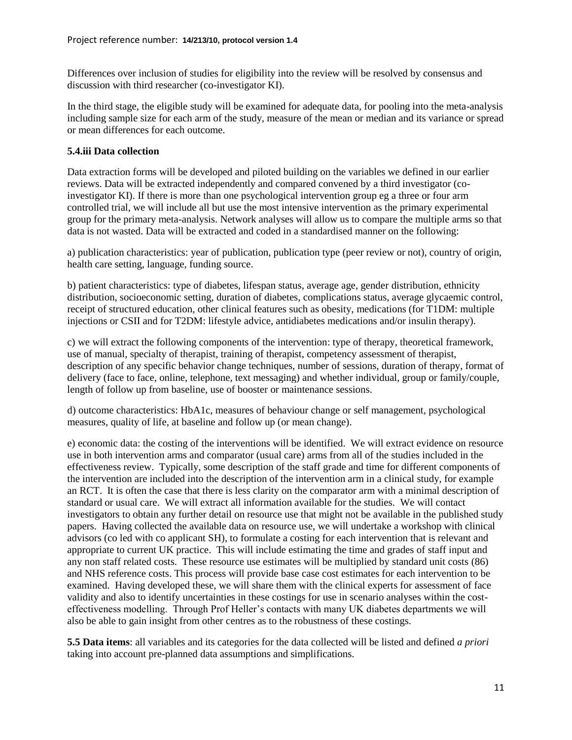Differences over inclusion of studies for eligibility into the review will be resolved by consensus and discussion with third researcher (co-investigator KI).

In the third stage, the eligible study will be examined for adequate data, for pooling into the meta-analysis including sample size for each arm of the study, measure of the mean or median and its variance or spread or mean differences for each outcome.

### 5.4.iii Data collection

Data extraction forms will be developed and piloted building on the variables we defined in our earlier reviews. Data will be extracted independently and compared convened by a third investigator (co-investigator KI). If there is more than one psychological intervention group eg a three or four arm controlled trial, we will include all but use the most intensive intervention as the primary experimental group for the primary meta-analysis. Network analyses will allow us to compare the multiple arms so that data is not wasted. Data will be extracted and coded in a standardised manner on the following:

a) publication characteristics: year of publication, publication type (peer review or not), country of origin, health care setting, language, funding source.

b) patient characteristics: type of diabetes, lifespan status, average age, gender distribution, ethnicity distribution, socioeconomic setting, duration of diabetes, complications status, average glycaemic control, receipt of structured education, other clinical features such as obesity, medications (for T1DM: multiple injections or CSII and for T2DM: lifestyle advice, antidiabetes medications and/or insulin therapy).

c) we will extract the following components of the intervention: type of therapy, theoretical framework, use of manual, specialty of therapist, training of therapist, competency assessment of therapist, description of any specific behavior change techniques, number of sessions, duration of therapy, format of delivery (face to face, online, telephone, text messaging) and whether individual, group or family/couple, length of follow up from baseline, use of booster or maintenance sessions.

d) outcome characteristics: HbA1c, measures of behaviour change or self management, psychological measures, quality of life, at baseline and follow up (or mean change).

e) economic data: the costing of the interventions will be identified. We will extract evidence on resource use in both intervention arms and comparator (usual care) arms from all of the studies included in the effectiveness review. Typically, some description of the staff grade and time for different components of the intervention are included into the description of the intervention arm in a clinical study, for example an RCT. It is often the case that there is less clarity on the comparator arm with a minimal description of standard or usual care. We will extract all information available for the studies. We will contact investigators to obtain any further detail on resource use that might not be available in the published study papers. Having collected the available data on resource use, we will undertake a workshop with clinical advisors (co led with co applicant SH), to formulate a costing for each intervention that is relevant and appropriate to current UK practice. This will include estimating the time and grades of staff input and any non staff related costs. These resource use estimates will be multiplied by standard unit costs (86) and NHS reference costs. This process will provide base case cost estimates for each intervention to be examined. Having developed these, we will share them with the clinical experts for assessment of face validity and also to identify uncertainties in these costings for use in scenario analyses within the cost-effectiveness modelling. Through Prof Heller's contacts with many UK diabetes departments we will also be able to gain insight from other centres as to the robustness of these costings.

**5.5 Data items**: all variables and its categories for the data collected will be listed and defined *a priori* taking into account pre-planned data assumptions and simplifications.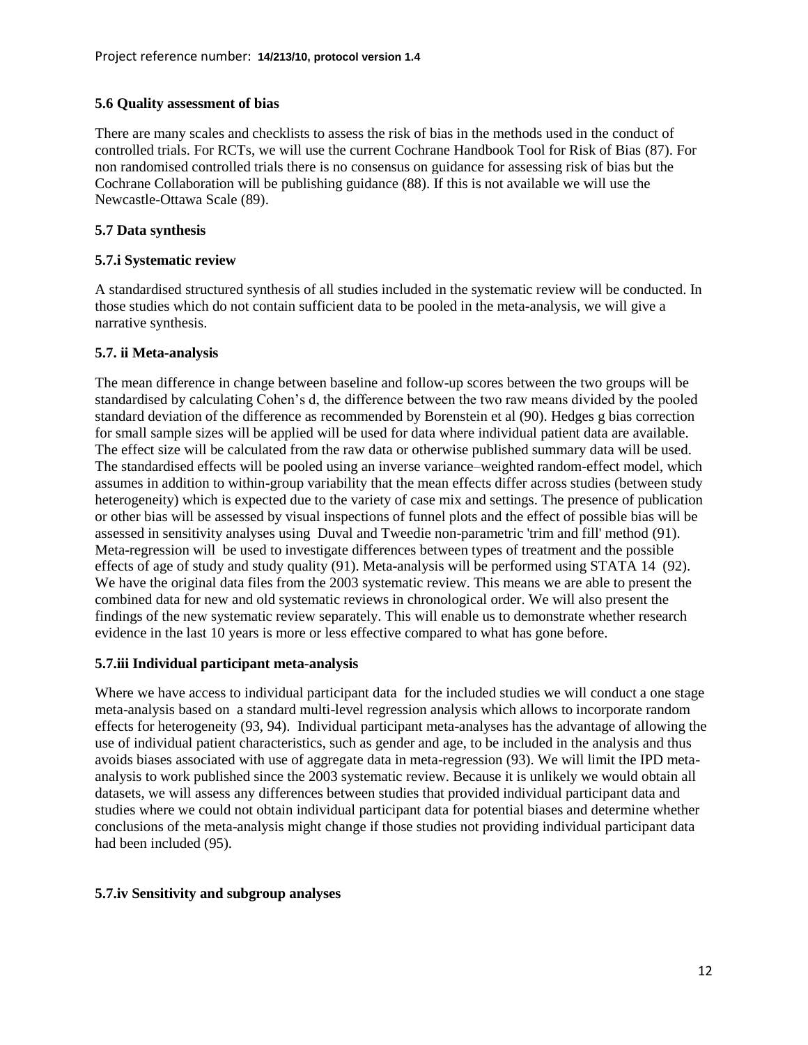### 5.6 Quality assessment of bias

There are many scales and checklists to assess the risk of bias in the methods used in the conduct of controlled trials. For RCTs, we will use the current Cochrane Handbook Tool for Risk of Bias (87). For non randomised controlled trials there is no consensus on guidance for assessing risk of bias but the Cochrane Collaboration will be publishing guidance (88). If this is not available we will use the Newcastle-Ottawa Scale (89).

### 5.7 Data synthesis

#### 5.7.i Systematic review

A standardised structured synthesis of all studies included in the systematic review will be conducted. In those studies which do not contain sufficient data to be pooled in the meta-analysis, we will give a narrative synthesis.

#### 5.7. ii Meta-analysis

The mean difference in change between baseline and follow-up scores between the two groups will be standardised by calculating Cohen's d, the difference between the two raw means divided by the pooled standard deviation of the difference as recommended by Borenstein et al (90). Hedges g bias correction for small sample sizes will be applied will be used for data where individual patient data are available. The effect size will be calculated from the raw data or otherwise published summary data will be used. The standardised effects will be pooled using an inverse variance–weighted random-effect model, which assumes in addition to within-group variability that the mean effects differ across studies (between study heterogeneity) which is expected due to the variety of case mix and settings. The presence of publication or other bias will be assessed by visual inspections of funnel plots and the effect of possible bias will be assessed in sensitivity analyses using Duval and Tweedie non-parametric 'trim and fill' method (91). Meta-regression will be used to investigate differences between types of treatment and the possible effects of age of study and study quality (91). Meta-analysis will be performed using STATA 14 (92). We have the original data files from the 2003 systematic review. This means we are able to present the combined data for new and old systematic reviews in chronological order. We will also present the findings of the new systematic review separately. This will enable us to demonstrate whether research evidence in the last 10 years is more or less effective compared to what has gone before.

#### 5.7.iii Individual participant meta-analysis

Where we have access to individual participant data for the included studies we will conduct a one stage meta-analysis based on a standard multi-level regression analysis which allows to incorporate random effects for heterogeneity (93, 94). Individual participant meta-analyses has the advantage of allowing the use of individual patient characteristics, such as gender and age, to be included in the analysis and thus avoids biases associated with use of aggregate data in meta-regression (93). We will limit the IPD meta-analysis to work published since the 2003 systematic review. Because it is unlikely we would obtain all datasets, we will assess any differences between studies that provided individual participant data and studies where we could not obtain individual participant data for potential biases and determine whether conclusions of the meta-analysis might change if those studies not providing individual participant data had been included (95).

#### 5.7.iv Sensitivity and subgroup analyses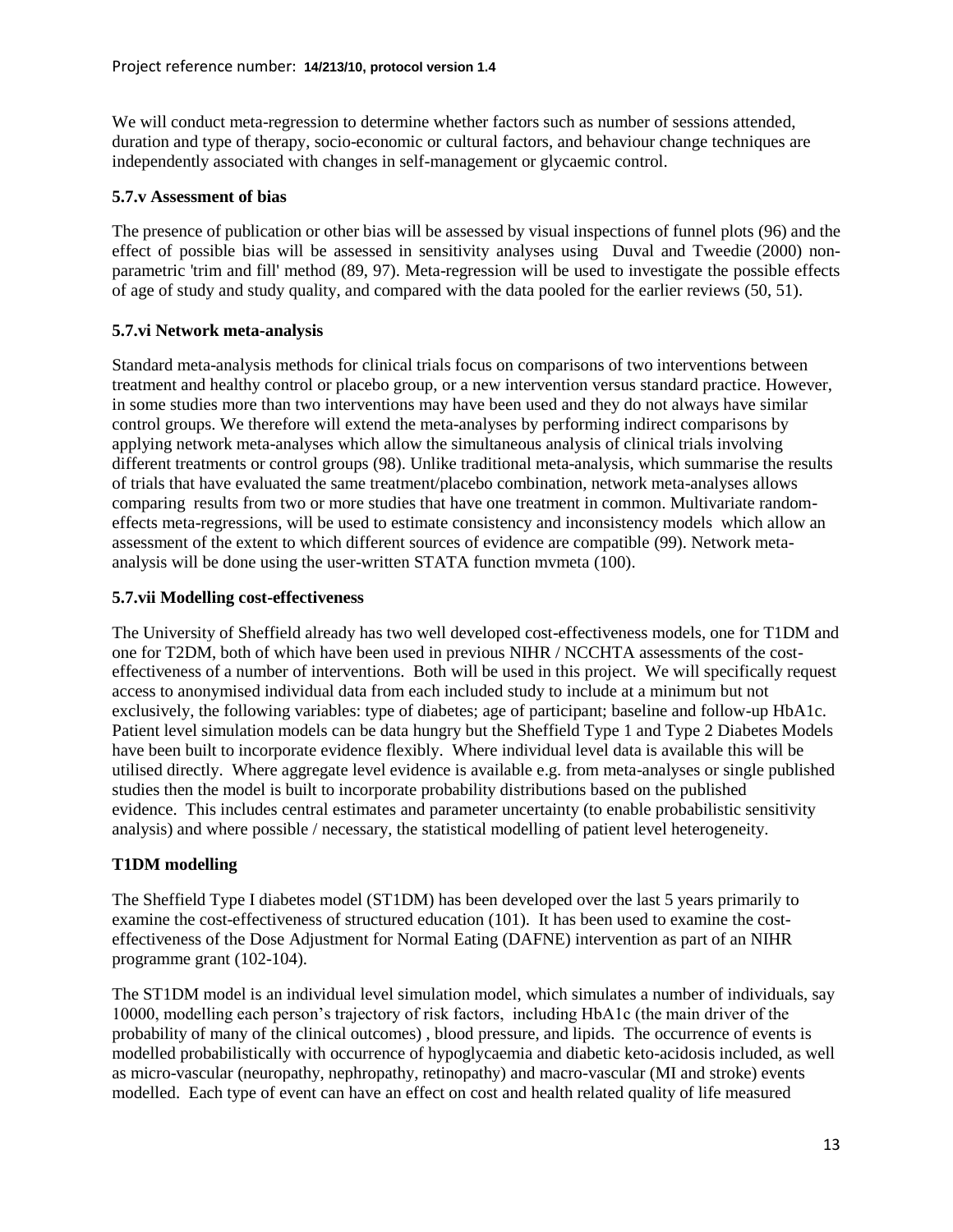We will conduct meta-regression to determine whether factors such as number of sessions attended, duration and type of therapy, socio-economic or cultural factors, and behaviour change techniques are independently associated with changes in self-management or glycaemic control.

### 5.7.v Assessment of bias

The presence of publication or other bias will be assessed by visual inspections of funnel plots (96) and the effect of possible bias will be assessed in sensitivity analyses using Duval and Tweedie (2000) non-parametric 'trim and fill' method (89, 97). Meta-regression will be used to investigate the possible effects of age of study and study quality, and compared with the data pooled for the earlier reviews (50, 51).

### 5.7.vi Network meta-analysis

Standard meta-analysis methods for clinical trials focus on comparisons of two interventions between treatment and healthy control or placebo group, or a new intervention versus standard practice. However, in some studies more than two interventions may have been used and they do not always have similar control groups. We therefore will extend the meta-analyses by performing indirect comparisons by applying network meta-analyses which allow the simultaneous analysis of clinical trials involving different treatments or control groups (98). Unlike traditional meta-analysis, which summarise the results of trials that have evaluated the same treatment/placebo combination, network meta-analyses allows comparing results from two or more studies that have one treatment in common. Multivariate random-effects meta-regressions, will be used to estimate consistency and inconsistency models which allow an assessment of the extent to which different sources of evidence are compatible (99). Network meta-analysis will be done using the user-written STATA function mvmeta (100).

### 5.7.vii Modelling cost-effectiveness

The University of Sheffield already has two well developed cost-effectiveness models, one for T1DM and one for T2DM, both of which have been used in previous NIHR / NCCHTA assessments of the cost-effectiveness of a number of interventions. Both will be used in this project. We will specifically request access to anonymised individual data from each included study to include at a minimum but not exclusively, the following variables: type of diabetes; age of participant; baseline and follow-up HbA1c. Patient level simulation models can be data hungry but the Sheffield Type 1 and Type 2 Diabetes Models have been built to incorporate evidence flexibly. Where individual level data is available this will be utilised directly. Where aggregate level evidence is available e.g. from meta-analyses or single published studies then the model is built to incorporate probability distributions based on the published evidence. This includes central estimates and parameter uncertainty (to enable probabilistic sensitivity analysis) and where possible / necessary, the statistical modelling of patient level heterogeneity.

### T1DM modelling

The Sheffield Type I diabetes model (ST1DM) has been developed over the last 5 years primarily to examine the cost-effectiveness of structured education (101). It has been used to examine the cost-effectiveness of the Dose Adjustment for Normal Eating (DAFNE) intervention as part of an NIHR programme grant (102-104).

The ST1DM model is an individual level simulation model, which simulates a number of individuals, say 10000, modelling each person's trajectory of risk factors, including HbA1c (the main driver of the probability of many of the clinical outcomes) , blood pressure, and lipids. The occurrence of events is modelled probabilistically with occurrence of hypoglycaemia and diabetic keto-acidosis included, as well as micro-vascular (neuropathy, nephropathy, retinopathy) and macro-vascular (MI and stroke) events modelled. Each type of event can have an effect on cost and health related quality of life measured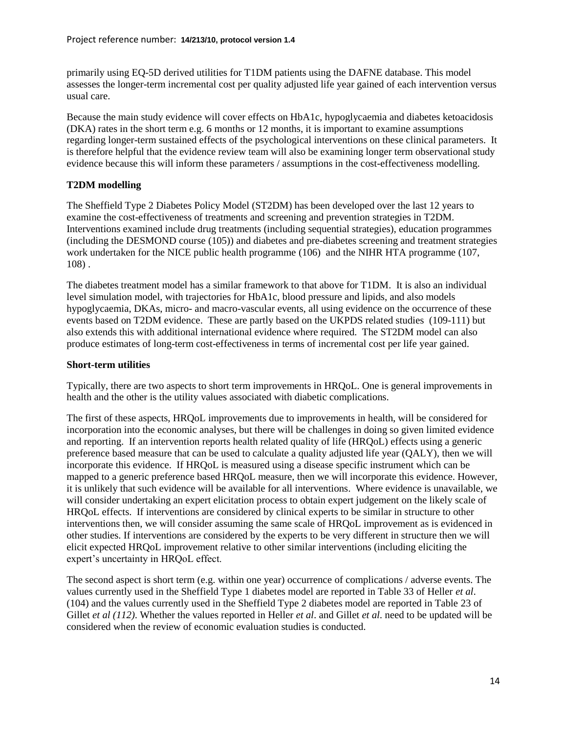primarily using EQ-5D derived utilities for T1DM patients using the DAFNE database. This model assesses the longer-term incremental cost per quality adjusted life year gained of each intervention versus usual care.

Because the main study evidence will cover effects on HbA1c, hypoglycaemia and diabetes ketoacidosis (DKA) rates in the short term e.g. 6 months or 12 months, it is important to examine assumptions regarding longer-term sustained effects of the psychological interventions on these clinical parameters. It is therefore helpful that the evidence review team will also be examining longer term observational study evidence because this will inform these parameters / assumptions in the cost-effectiveness modelling.

**T2DM modelling**

The Sheffield Type 2 Diabetes Policy Model (ST2DM) has been developed over the last 12 years to examine the cost-effectiveness of treatments and screening and prevention strategies in T2DM. Interventions examined include drug treatments (including sequential strategies), education programmes (including the DESMOND course (105)) and diabetes and pre-diabetes screening and treatment strategies work undertaken for the NICE public health programme (106) and the NIHR HTA programme (107, 108) .

The diabetes treatment model has a similar framework to that above for T1DM. It is also an individual level simulation model, with trajectories for HbA1c, blood pressure and lipids, and also models hypoglycaemia, DKAs, micro- and macro-vascular events, all using evidence on the occurrence of these events based on T2DM evidence. These are partly based on the UKPDS related studies (109-111) but also extends this with additional international evidence where required. The ST2DM model can also produce estimates of long-term cost-effectiveness in terms of incremental cost per life year gained.

**Short-term utilities**

Typically, there are two aspects to short term improvements in HRQoL. One is general improvements in health and the other is the utility values associated with diabetic complications.

The first of these aspects, HRQoL improvements due to improvements in health, will be considered for incorporation into the economic analyses, but there will be challenges in doing so given limited evidence and reporting. If an intervention reports health related quality of life (HRQoL) effects using a generic preference based measure that can be used to calculate a quality adjusted life year (QALY), then we will incorporate this evidence. If HRQoL is measured using a disease specific instrument which can be mapped to a generic preference based HRQoL measure, then we will incorporate this evidence. However, it is unlikely that such evidence will be available for all interventions. Where evidence is unavailable, we will consider undertaking an expert elicitation process to obtain expert judgement on the likely scale of HRQoL effects. If interventions are considered by clinical experts to be similar in structure to other interventions then, we will consider assuming the same scale of HRQoL improvement as is evidenced in other studies. If interventions are considered by the experts to be very different in structure then we will elicit expected HRQoL improvement relative to other similar interventions (including eliciting the expert's uncertainty in HRQoL effect.

The second aspect is short term (e.g. within one year) occurrence of complications / adverse events. The values currently used in the Sheffield Type 1 diabetes model are reported in Table 33 of Heller *et al*. (104) and the values currently used in the Sheffield Type 2 diabetes model are reported in Table 23 of Gillet *et al (112)*. Whether the values reported in Heller *et al*. and Gillet *et al*. need to be updated will be considered when the review of economic evaluation studies is conducted.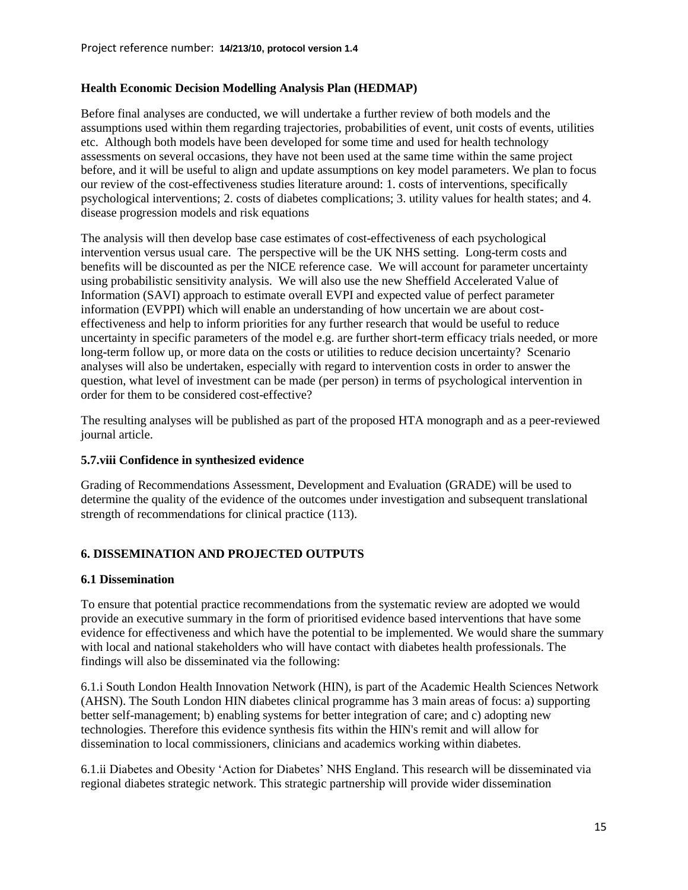**Health Economic Decision Modelling Analysis Plan (HEDMAP)**

Before final analyses are conducted, we will undertake a further review of both models and the assumptions used within them regarding trajectories, probabilities of event, unit costs of events, utilities etc. Although both models have been developed for some time and used for health technology assessments on several occasions, they have not been used at the same time within the same project before, and it will be useful to align and update assumptions on key model parameters. We plan to focus our review of the cost-effectiveness studies literature around: 1. costs of interventions, specifically psychological interventions; 2. costs of diabetes complications; 3. utility values for health states; and 4. disease progression models and risk equations

The analysis will then develop base case estimates of cost-effectiveness of each psychological intervention versus usual care. The perspective will be the UK NHS setting. Long-term costs and benefits will be discounted as per the NICE reference case. We will account for parameter uncertainty using probabilistic sensitivity analysis. We will also use the new Sheffield Accelerated Value of Information (SAVI) approach to estimate overall EVPI and expected value of perfect parameter information (EVPPI) which will enable an understanding of how uncertain we are about cost-effectiveness and help to inform priorities for any further research that would be useful to reduce uncertainty in specific parameters of the model e.g. are further short-term efficacy trials needed, or more long-term follow up, or more data on the costs or utilities to reduce decision uncertainty? Scenario analyses will also be undertaken, especially with regard to intervention costs in order to answer the question, what level of investment can be made (per person) in terms of psychological intervention in order for them to be considered cost-effective?

The resulting analyses will be published as part of the proposed HTA monograph and as a peer-reviewed journal article.

### 5.7.viii Confidence in synthesized evidence

Grading of Recommendations Assessment, Development and Evaluation (GRADE) will be used to determine the quality of the evidence of the outcomes under investigation and subsequent translational strength of recommendations for clinical practice (113).

## 6. DISSEMINATION AND PROJECTED OUTPUTS

### 6.1 Dissemination

To ensure that potential practice recommendations from the systematic review are adopted we would provide an executive summary in the form of prioritised evidence based interventions that have some evidence for effectiveness and which have the potential to be implemented. We would share the summary with local and national stakeholders who will have contact with diabetes health professionals. The findings will also be disseminated via the following:

6.1.i South London Health Innovation Network (HIN), is part of the Academic Health Sciences Network (AHSN). The South London HIN diabetes clinical programme has 3 main areas of focus: a) supporting better self-management; b) enabling systems for better integration of care; and c) adopting new technologies. Therefore this evidence synthesis fits within the HIN's remit and will allow for dissemination to local commissioners, clinicians and academics working within diabetes.

6.1.ii Diabetes and Obesity 'Action for Diabetes' NHS England. This research will be disseminated via regional diabetes strategic network. This strategic partnership will provide wider dissemination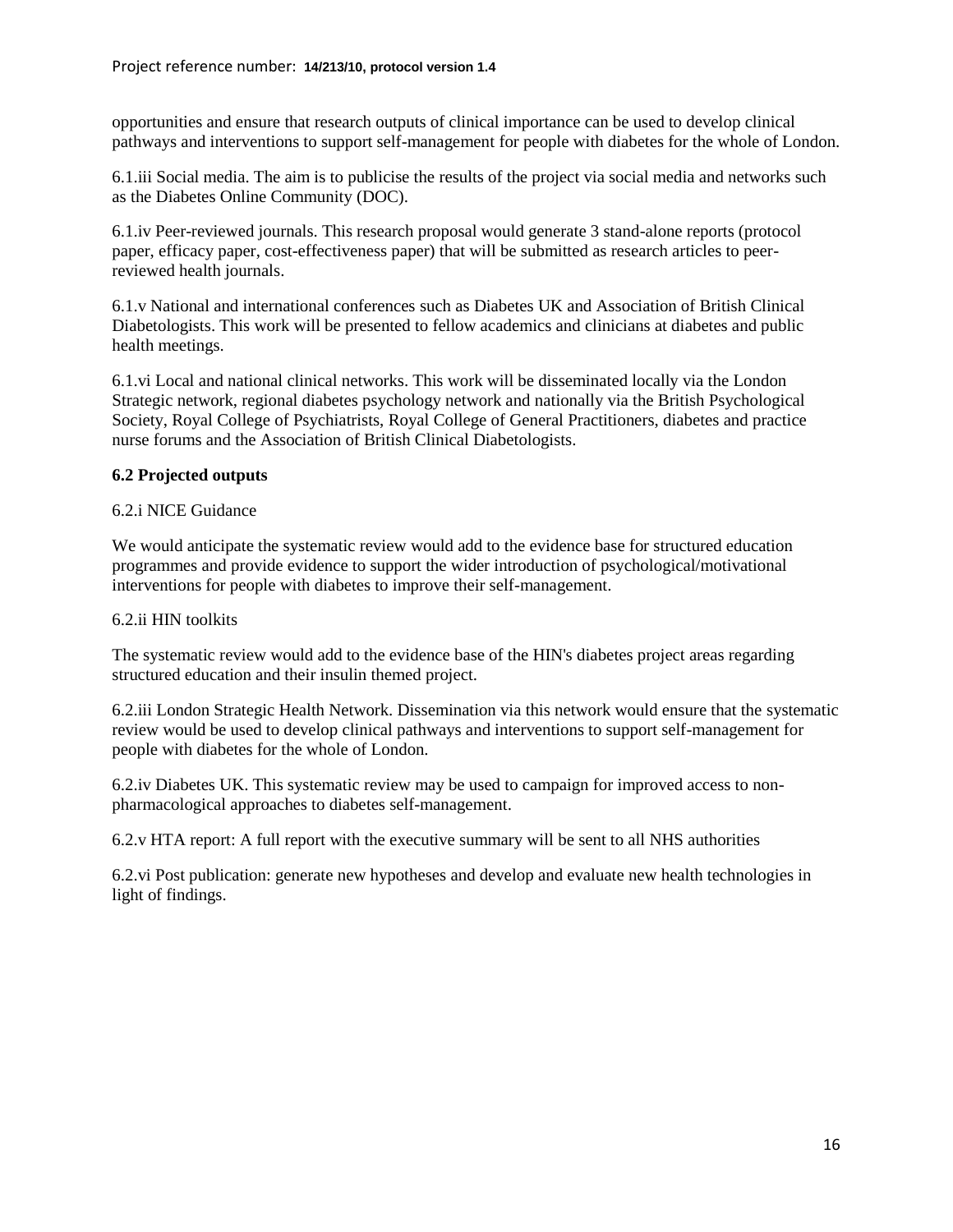opportunities and ensure that research outputs of clinical importance can be used to develop clinical pathways and interventions to support self-management for people with diabetes for the whole of London.

6.1.iii Social media. The aim is to publicise the results of the project via social media and networks such as the Diabetes Online Community (DOC).

6.1.iv Peer-reviewed journals. This research proposal would generate 3 stand-alone reports (protocol paper, efficacy paper, cost-effectiveness paper) that will be submitted as research articles to peer-reviewed health journals.

6.1.v National and international conferences such as Diabetes UK and Association of British Clinical Diabetologists. This work will be presented to fellow academics and clinicians at diabetes and public health meetings.

6.1.vi Local and national clinical networks. This work will be disseminated locally via the London Strategic network, regional diabetes psychology network and nationally via the British Psychological Society, Royal College of Psychiatrists, Royal College of General Practitioners, diabetes and practice nurse forums and the Association of British Clinical Diabetologists.

### 6.2 Projected outputs

6.2.i NICE Guidance

We would anticipate the systematic review would add to the evidence base for structured education programmes and provide evidence to support the wider introduction of psychological/motivational interventions for people with diabetes to improve their self-management.

6.2.ii HIN toolkits

The systematic review would add to the evidence base of the HIN's diabetes project areas regarding structured education and their insulin themed project.

6.2.iii London Strategic Health Network. Dissemination via this network would ensure that the systematic review would be used to develop clinical pathways and interventions to support self-management for people with diabetes for the whole of London.

6.2.iv Diabetes UK. This systematic review may be used to campaign for improved access to non-pharmacological approaches to diabetes self-management.

6.2.v HTA report: A full report with the executive summary will be sent to all NHS authorities

6.2.vi Post publication: generate new hypotheses and develop and evaluate new health technologies in light of findings.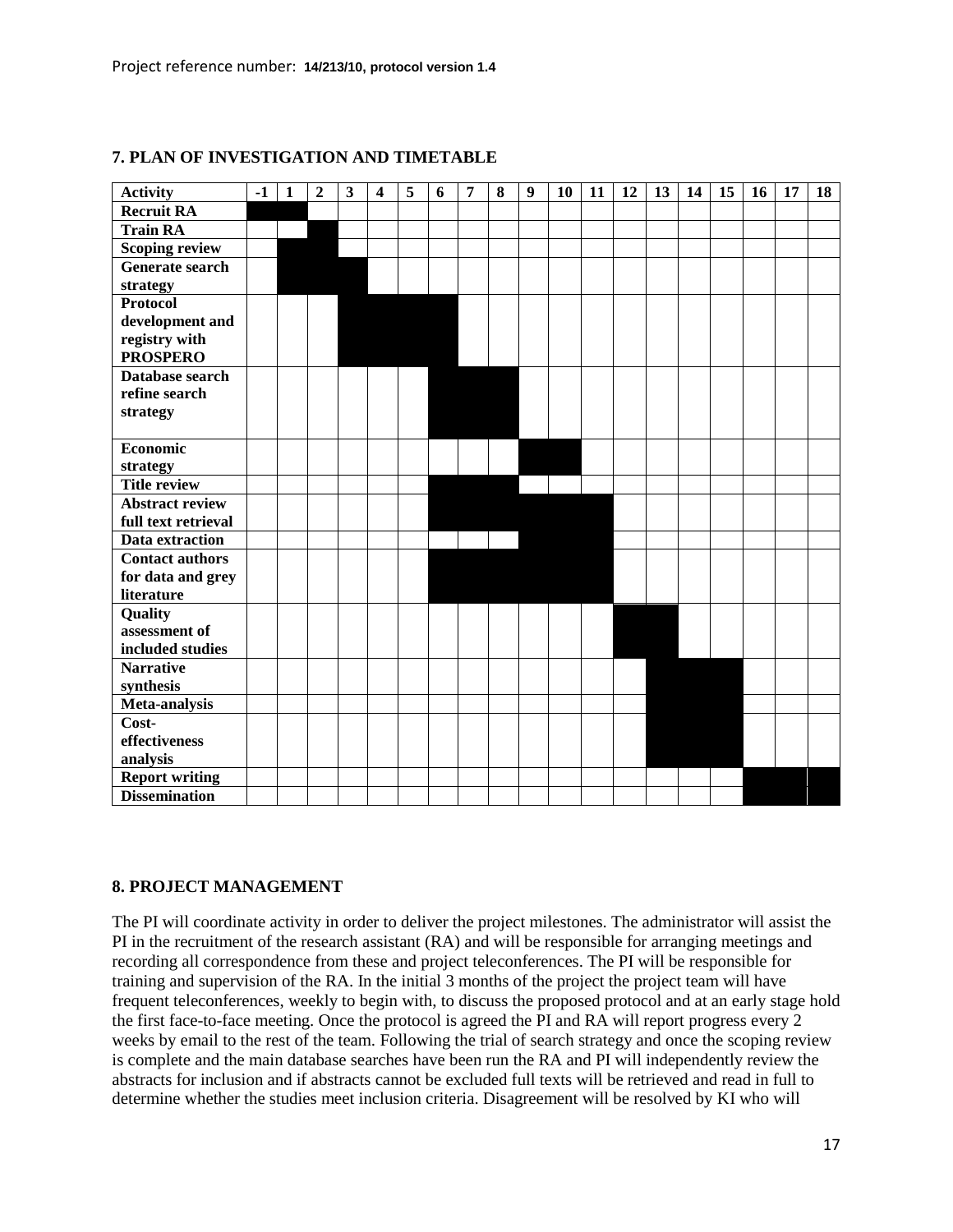## 7. PLAN OF INVESTIGATION AND TIMETABLE

| Activity | -1 | 1 | 2 | 3 | 4 | 5 | 6 | 7 | 8 | 9 | 10 | 11 | 12 | 13 | 14 | 15 | 16 | 17 | 18 |
|---|---|---|---|---|---|---|---|---|---|---|---|---|---|---|---|---|---|---|---|
| **Recruit RA** | ■ | ■ | | | | | | | | | | | | | | | | | |
| **Train RA** | | | ■ | | | | | | | | | | | | | | | | |
| **Scoping review** | | ■ | ■ | | | | | | | | | | | | | | | | |
| **Generate search strategy** | | ■ | ■ | ■ | | | | | | | | | | | | | | | |
| **Protocol development and registry with PROSPERO** | | | | ■ | ■ | ■ | ■ | | | | | | | | | | | | |
| **Database search refine search strategy** | | | | | | | ■ | ■ | ■ | | | | | | | | | | |
| **Economic strategy** | | | | | | | | | | ■ | ■ | | | | | | | | |
| **Title review** | | | | | | | ■ | ■ | ■ | | | | | | | | | | |
| **Abstract review full text retrieval** | | | | | | | ■ | ■ | ■ | ■ | ■ | ■ | | | | | | | |
| **Data extraction** | | | | | | | | | | ■ | ■ | ■ | | | | | | | |
| **Contact authors for data and grey literature** | | | | | | | ■ | ■ | ■ | ■ | ■ | ■ | | | | | | | |
| **Quality assessment of included studies** | | | | | | | | | | | | | ■ | ■ | | | | | |
| **Narrative synthesis** | | | | | | | | | | | | | | ■ | ■ | ■ | | | |
| **Meta-analysis** | | | | | | | | | | | | | | ■ | ■ | ■ | | | |
| **Cost-effectiveness analysis** | | | | | | | | | | | | | | ■ | ■ | ■ | | | |
| **Report writing** | | | | | | | | | | | | | | | | | ■ | ■ | ■ |
| **Dissemination** | | | | | | | | | | | | | | | | | ■ | ■ | ■ |

## 8. PROJECT MANAGEMENT

The PI will coordinate activity in order to deliver the project milestones. The administrator will assist the PI in the recruitment of the research assistant (RA) and will be responsible for arranging meetings and recording all correspondence from these and project teleconferences. The PI will be responsible for training and supervision of the RA. In the initial 3 months of the project the project team will have frequent teleconferences, weekly to begin with, to discuss the proposed protocol and at an early stage hold the first face-to-face meeting. Once the protocol is agreed the PI and RA will report progress every 2 weeks by email to the rest of the team. Following the trial of search strategy and once the scoping review is complete and the main database searches have been run the RA and PI will independently review the abstracts for inclusion and if abstracts cannot be excluded full texts will be retrieved and read in full to determine whether the studies meet inclusion criteria. Disagreement will be resolved by KI who will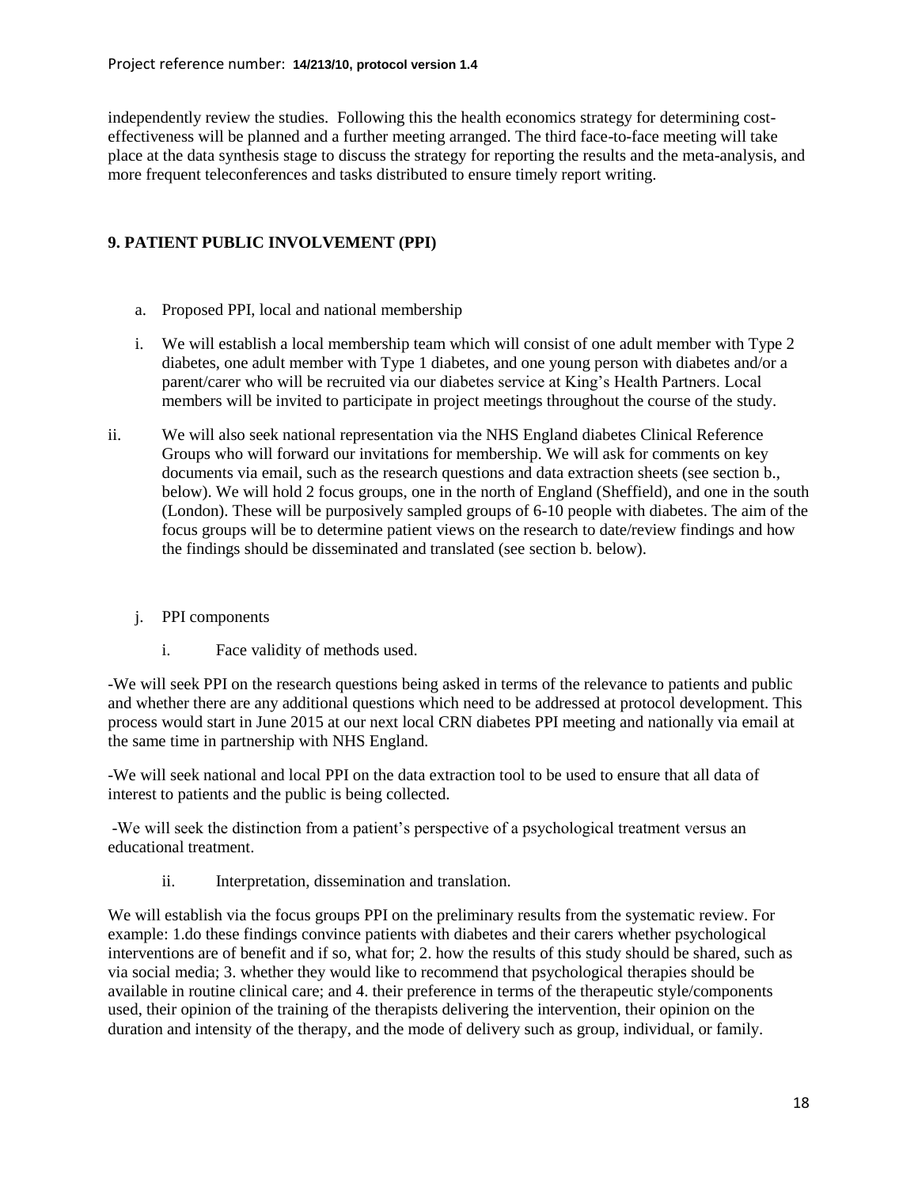independently review the studies. Following this the health economics strategy for determining cost-effectiveness will be planned and a further meeting arranged. The third face-to-face meeting will take place at the data synthesis stage to discuss the strategy for reporting the results and the meta-analysis, and more frequent teleconferences and tasks distributed to ensure timely report writing.

## 9. PATIENT PUBLIC INVOLVEMENT (PPI)

a. Proposed PPI, local and national membership

i. We will establish a local membership team which will consist of one adult member with Type 2 diabetes, one adult member with Type 1 diabetes, and one young person with diabetes and/or a parent/carer who will be recruited via our diabetes service at King's Health Partners. Local members will be invited to participate in project meetings throughout the course of the study.

ii. We will also seek national representation via the NHS England diabetes Clinical Reference Groups who will forward our invitations for membership. We will ask for comments on key documents via email, such as the research questions and data extraction sheets (see section b., below). We will hold 2 focus groups, one in the north of England (Sheffield), and one in the south (London). These will be purposively sampled groups of 6-10 people with diabetes. The aim of the focus groups will be to determine patient views on the research to date/review findings and how the findings should be disseminated and translated (see section b. below).

j. PPI components

i. Face validity of methods used.

-We will seek PPI on the research questions being asked in terms of the relevance to patients and public and whether there are any additional questions which need to be addressed at protocol development. This process would start in June 2015 at our next local CRN diabetes PPI meeting and nationally via email at the same time in partnership with NHS England.

-We will seek national and local PPI on the data extraction tool to be used to ensure that all data of interest to patients and the public is being collected.

-We will seek the distinction from a patient's perspective of a psychological treatment versus an educational treatment.

ii. Interpretation, dissemination and translation.

We will establish via the focus groups PPI on the preliminary results from the systematic review. For example: 1.do these findings convince patients with diabetes and their carers whether psychological interventions are of benefit and if so, what for; 2. how the results of this study should be shared, such as via social media; 3. whether they would like to recommend that psychological therapies should be available in routine clinical care; and 4. their preference in terms of the therapeutic style/components used, their opinion of the training of the therapists delivering the intervention, their opinion on the duration and intensity of the therapy, and the mode of delivery such as group, individual, or family.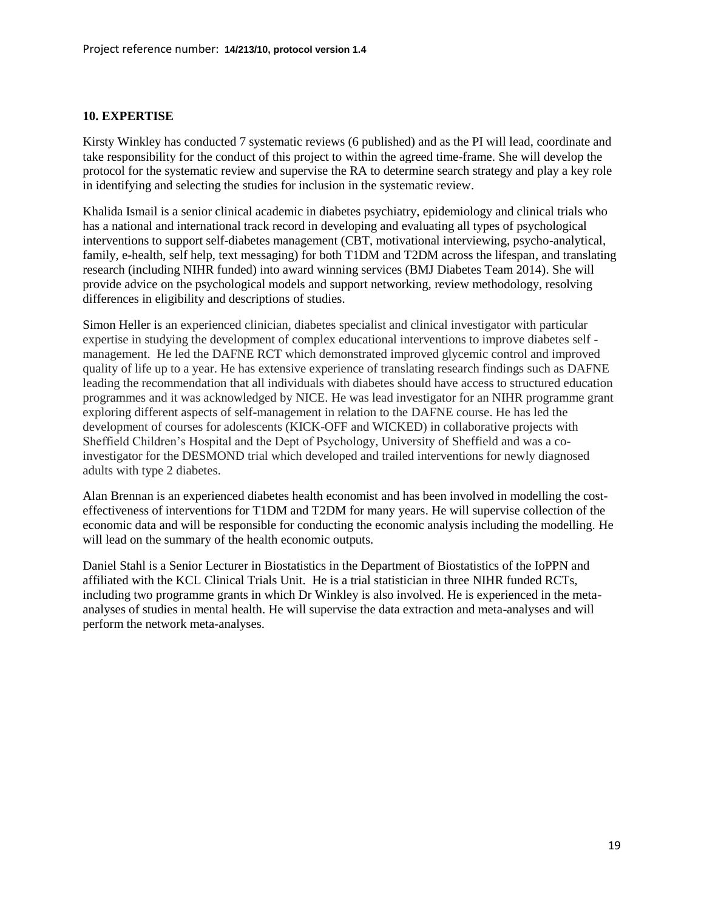## 10. EXPERTISE

Kirsty Winkley has conducted 7 systematic reviews (6 published) and as the PI will lead, coordinate and take responsibility for the conduct of this project to within the agreed time-frame. She will develop the protocol for the systematic review and supervise the RA to determine search strategy and play a key role in identifying and selecting the studies for inclusion in the systematic review.

Khalida Ismail is a senior clinical academic in diabetes psychiatry, epidemiology and clinical trials who has a national and international track record in developing and evaluating all types of psychological interventions to support self-diabetes management (CBT, motivational interviewing, psycho-analytical, family, e-health, self help, text messaging) for both T1DM and T2DM across the lifespan, and translating research (including NIHR funded) into award winning services (BMJ Diabetes Team 2014). She will provide advice on the psychological models and support networking, review methodology, resolving differences in eligibility and descriptions of studies.

Simon Heller is an experienced clinician, diabetes specialist and clinical investigator with particular expertise in studying the development of complex educational interventions to improve diabetes self - management. He led the DAFNE RCT which demonstrated improved glycemic control and improved quality of life up to a year. He has extensive experience of translating research findings such as DAFNE leading the recommendation that all individuals with diabetes should have access to structured education programmes and it was acknowledged by NICE. He was lead investigator for an NIHR programme grant exploring different aspects of self-management in relation to the DAFNE course. He has led the development of courses for adolescents (KICK-OFF and WICKED) in collaborative projects with Sheffield Children's Hospital and the Dept of Psychology, University of Sheffield and was a co-investigator for the DESMOND trial which developed and trailed interventions for newly diagnosed adults with type 2 diabetes.

Alan Brennan is an experienced diabetes health economist and has been involved in modelling the cost-effectiveness of interventions for T1DM and T2DM for many years. He will supervise collection of the economic data and will be responsible for conducting the economic analysis including the modelling. He will lead on the summary of the health economic outputs.

Daniel Stahl is a Senior Lecturer in Biostatistics in the Department of Biostatistics of the IoPPN and affiliated with the KCL Clinical Trials Unit. He is a trial statistician in three NIHR funded RCTs, including two programme grants in which Dr Winkley is also involved. He is experienced in the meta-analyses of studies in mental health. He will supervise the data extraction and meta-analyses and will perform the network meta-analyses.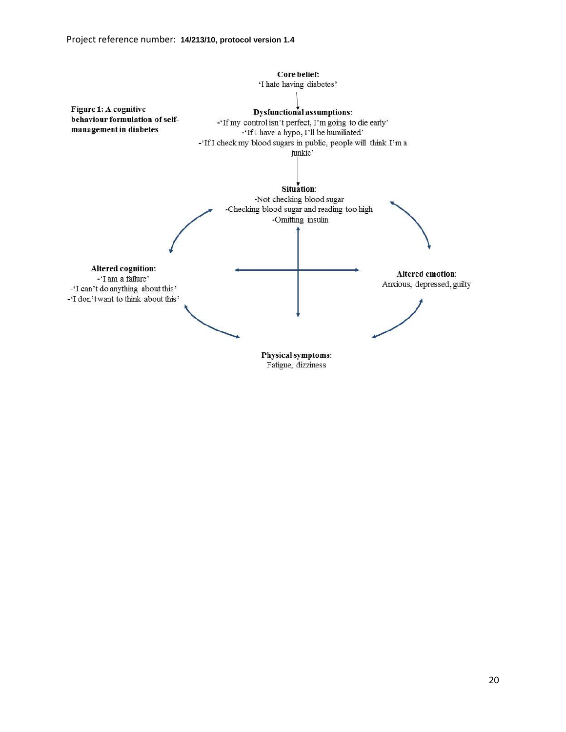**Figure 1: A cognitive behaviour formulation of self-management in diabetes**

**Core belief:**
'I hate having diabetes'

**Dysfunctional assumptions:**
-'If my control isn't perfect, I'm going to die early'
-'If I have a hypo, I'll be humiliated'
-'If I check my blood sugars in public, people will think I'm a junkie'

**Situation:**
-Not checking blood sugar
-Checking blood sugar and reading too high
-Omitting insulin

**Altered cognition:**
-'I am a failure'
-'I can't do anything about this'
-'I don't want to think about this'

**Altered emotion:**
Anxious, depressed, guilty

**Physical symptoms:**
Fatigue, dizziness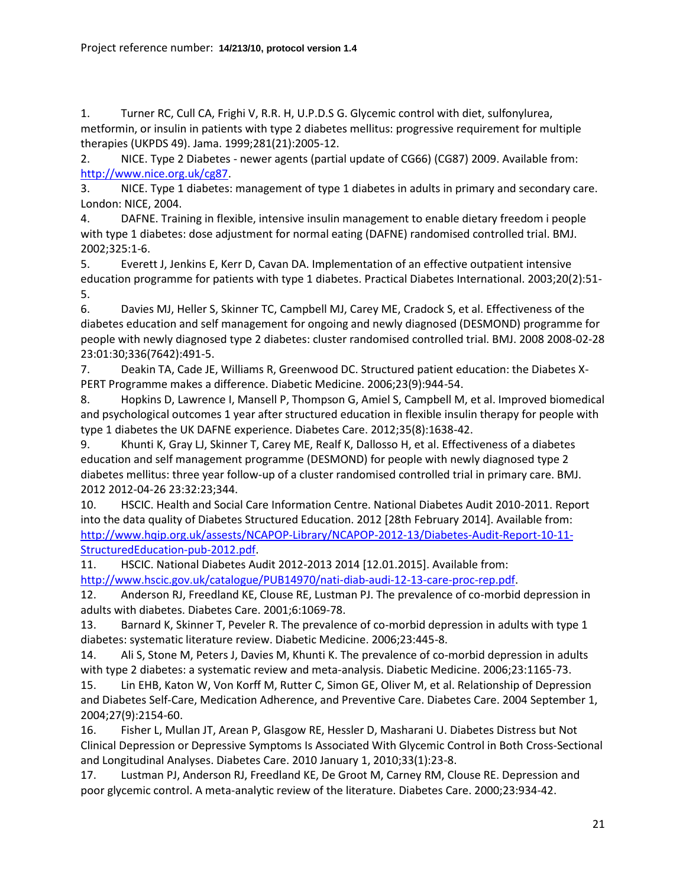1. Turner RC, Cull CA, Frighi V, R.R. H, U.P.D.S G. Glycemic control with diet, sulfonylurea, metformin, or insulin in patients with type 2 diabetes mellitus: progressive requirement for multiple therapies (UKPDS 49). Jama. 1999;281(21):2005-12.
2. NICE. Type 2 Diabetes - newer agents (partial update of CG66) (CG87) 2009. Available from: http://www.nice.org.uk/cg87.
3. NICE. Type 1 diabetes: management of type 1 diabetes in adults in primary and secondary care. London: NICE, 2004.
4. DAFNE. Training in flexible, intensive insulin management to enable dietary freedom i people with type 1 diabetes: dose adjustment for normal eating (DAFNE) randomised controlled trial. BMJ. 2002;325:1-6.
5. Everett J, Jenkins E, Kerr D, Cavan DA. Implementation of an effective outpatient intensive education programme for patients with type 1 diabetes. Practical Diabetes International. 2003;20(2):51-5.
6. Davies MJ, Heller S, Skinner TC, Campbell MJ, Carey ME, Cradock S, et al. Effectiveness of the diabetes education and self management for ongoing and newly diagnosed (DESMOND) programme for people with newly diagnosed type 2 diabetes: cluster randomised controlled trial. BMJ. 2008 2008-02-28 23:01:30;336(7642):491-5.
7. Deakin TA, Cade JE, Williams R, Greenwood DC. Structured patient education: the Diabetes X-PERT Programme makes a difference. Diabetic Medicine. 2006;23(9):944-54.
8. Hopkins D, Lawrence I, Mansell P, Thompson G, Amiel S, Campbell M, et al. Improved biomedical and psychological outcomes 1 year after structured education in flexible insulin therapy for people with type 1 diabetes the UK DAFNE experience. Diabetes Care. 2012;35(8):1638-42.
9. Khunti K, Gray LJ, Skinner T, Carey ME, Realf K, Dallosso H, et al. Effectiveness of a diabetes education and self management programme (DESMOND) for people with newly diagnosed type 2 diabetes mellitus: three year follow-up of a cluster randomised controlled trial in primary care. BMJ. 2012 2012-04-26 23:32:23;344.
10. HSCIC. Health and Social Care Information Centre. National Diabetes Audit 2010-2011. Report into the data quality of Diabetes Structured Education. 2012 [28th February 2014]. Available from: http://www.hqip.org.uk/assests/NCAPOP-Library/NCAPOP-2012-13/Diabetes-Audit-Report-10-11-StructuredEducation-pub-2012.pdf.
11. HSCIC. National Diabetes Audit 2012-2013 2014 [12.01.2015]. Available from: http://www.hscic.gov.uk/catalogue/PUB14970/nati-diab-audi-12-13-care-proc-rep.pdf.
12. Anderson RJ, Freedland KE, Clouse RE, Lustman PJ. The prevalence of co-morbid depression in adults with diabetes. Diabetes Care. 2001;6:1069-78.
13. Barnard K, Skinner T, Peveler R. The prevalence of co-morbid depression in adults with type 1 diabetes: systematic literature review. Diabetic Medicine. 2006;23:445-8.
14. Ali S, Stone M, Peters J, Davies M, Khunti K. The prevalence of co-morbid depression in adults with type 2 diabetes: a systematic review and meta-analysis. Diabetic Medicine. 2006;23:1165-73.
15. Lin EHB, Katon W, Von Korff M, Rutter C, Simon GE, Oliver M, et al. Relationship of Depression and Diabetes Self-Care, Medication Adherence, and Preventive Care. Diabetes Care. 2004 September 1, 2004;27(9):2154-60.
16. Fisher L, Mullan JT, Arean P, Glasgow RE, Hessler D, Masharani U. Diabetes Distress but Not Clinical Depression or Depressive Symptoms Is Associated With Glycemic Control in Both Cross-Sectional and Longitudinal Analyses. Diabetes Care. 2010 January 1, 2010;33(1):23-8.
17. Lustman PJ, Anderson RJ, Freedland KE, De Groot M, Carney RM, Clouse RE. Depression and poor glycemic control. A meta-analytic review of the literature. Diabetes Care. 2000;23:934-42.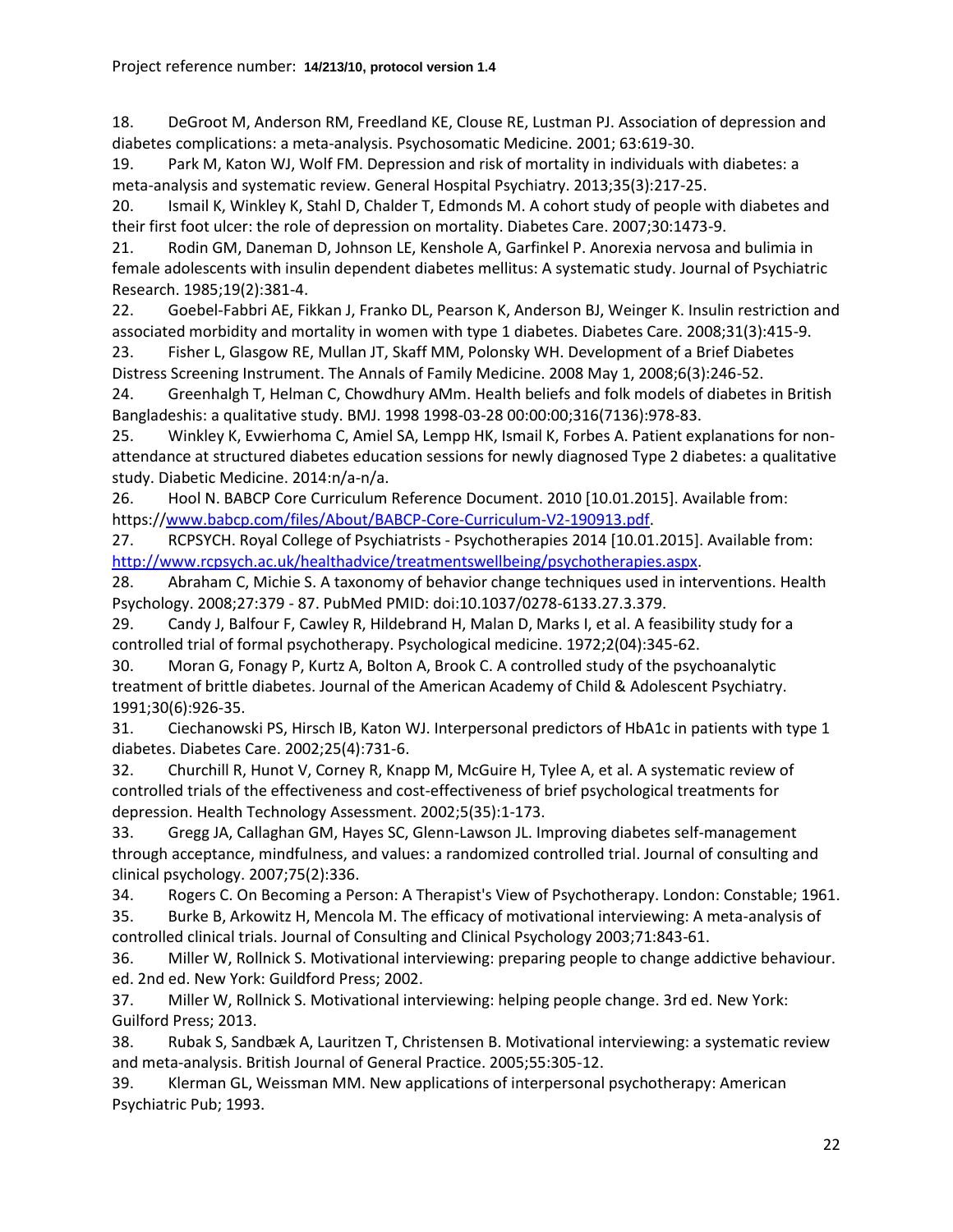18. DeGroot M, Anderson RM, Freedland KE, Clouse RE, Lustman PJ. Association of depression and diabetes complications: a meta-analysis. Psychosomatic Medicine. 2001; 63:619-30.
19. Park M, Katon WJ, Wolf FM. Depression and risk of mortality in individuals with diabetes: a meta-analysis and systematic review. General Hospital Psychiatry. 2013;35(3):217-25.
20. Ismail K, Winkley K, Stahl D, Chalder T, Edmonds M. A cohort study of people with diabetes and their first foot ulcer: the role of depression on mortality. Diabetes Care. 2007;30:1473-9.
21. Rodin GM, Daneman D, Johnson LE, Kenshole A, Garfinkel P. Anorexia nervosa and bulimia in female adolescents with insulin dependent diabetes mellitus: A systematic study. Journal of Psychiatric Research. 1985;19(2):381-4.
22. Goebel-Fabbri AE, Fikkan J, Franko DL, Pearson K, Anderson BJ, Weinger K. Insulin restriction and associated morbidity and mortality in women with type 1 diabetes. Diabetes Care. 2008;31(3):415-9.
23. Fisher L, Glasgow RE, Mullan JT, Skaff MM, Polonsky WH. Development of a Brief Diabetes Distress Screening Instrument. The Annals of Family Medicine. 2008 May 1, 2008;6(3):246-52.
24. Greenhalgh T, Helman C, Chowdhury AMm. Health beliefs and folk models of diabetes in British Bangladeshis: a qualitative study. BMJ. 1998 1998-03-28 00:00:00;316(7136):978-83.
25. Winkley K, Evwierhoma C, Amiel SA, Lempp HK, Ismail K, Forbes A. Patient explanations for non-attendance at structured diabetes education sessions for newly diagnosed Type 2 diabetes: a qualitative study. Diabetic Medicine. 2014:n/a-n/a.
26. Hool N. BABCP Core Curriculum Reference Document. 2010 [10.01.2015]. Available from: https://www.babcp.com/files/About/BABCP-Core-Curriculum-V2-190913.pdf.
27. RCPSYCH. Royal College of Psychiatrists - Psychotherapies 2014 [10.01.2015]. Available from: http://www.rcpsych.ac.uk/healthadvice/treatmentswellbeing/psychotherapies.aspx.
28. Abraham C, Michie S. A taxonomy of behavior change techniques used in interventions. Health Psychology. 2008;27:379 - 87. PubMed PMID: doi:10.1037/0278-6133.27.3.379.
29. Candy J, Balfour F, Cawley R, Hildebrand H, Malan D, Marks I, et al. A feasibility study for a controlled trial of formal psychotherapy. Psychological medicine. 1972;2(04):345-62.
30. Moran G, Fonagy P, Kurtz A, Bolton A, Brook C. A controlled study of the psychoanalytic treatment of brittle diabetes. Journal of the American Academy of Child & Adolescent Psychiatry. 1991;30(6):926-35.
31. Ciechanowski PS, Hirsch IB, Katon WJ. Interpersonal predictors of HbA1c in patients with type 1 diabetes. Diabetes Care. 2002;25(4):731-6.
32. Churchill R, Hunot V, Corney R, Knapp M, McGuire H, Tylee A, et al. A systematic review of controlled trials of the effectiveness and cost-effectiveness of brief psychological treatments for depression. Health Technology Assessment. 2002;5(35):1-173.
33. Gregg JA, Callaghan GM, Hayes SC, Glenn-Lawson JL. Improving diabetes self-management through acceptance, mindfulness, and values: a randomized controlled trial. Journal of consulting and clinical psychology. 2007;75(2):336.
34. Rogers C. On Becoming a Person: A Therapist's View of Psychotherapy. London: Constable; 1961.
35. Burke B, Arkowitz H, Mencola M. The efficacy of motivational interviewing: A meta-analysis of controlled clinical trials. Journal of Consulting and Clinical Psychology 2003;71:843-61.
36. Miller W, Rollnick S. Motivational interviewing: preparing people to change addictive behaviour. ed. 2nd ed. New York: Guildford Press; 2002.
37. Miller W, Rollnick S. Motivational interviewing: helping people change. 3rd ed. New York: Guilford Press; 2013.
38. Rubak S, Sandbæk A, Lauritzen T, Christensen B. Motivational interviewing: a systematic review and meta-analysis. British Journal of General Practice. 2005;55:305-12.
39. Klerman GL, Weissman MM. New applications of interpersonal psychotherapy: American Psychiatric Pub; 1993.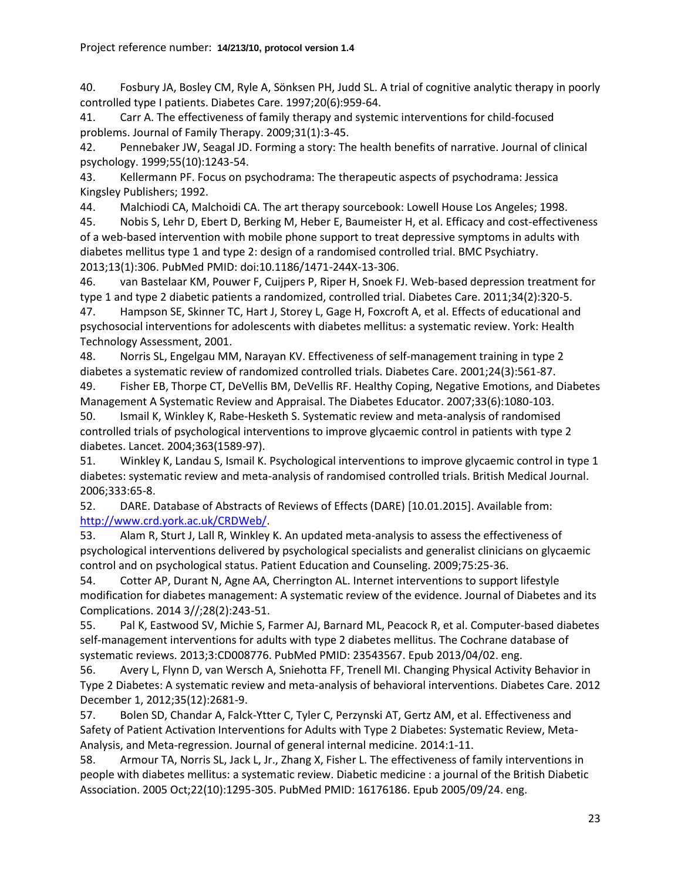40. Fosbury JA, Bosley CM, Ryle A, Sönksen PH, Judd SL. A trial of cognitive analytic therapy in poorly controlled type I patients. Diabetes Care. 1997;20(6):959-64.

41. Carr A. The effectiveness of family therapy and systemic interventions for child-focused problems. Journal of Family Therapy. 2009;31(1):3-45.

42. Pennebaker JW, Seagal JD. Forming a story: The health benefits of narrative. Journal of clinical psychology. 1999;55(10):1243-54.

43. Kellermann PF. Focus on psychodrama: The therapeutic aspects of psychodrama: Jessica Kingsley Publishers; 1992.

44. Malchiodi CA, Malchoidi CA. The art therapy sourcebook: Lowell House Los Angeles; 1998.

45. Nobis S, Lehr D, Ebert D, Berking M, Heber E, Baumeister H, et al. Efficacy and cost-effectiveness of a web-based intervention with mobile phone support to treat depressive symptoms in adults with diabetes mellitus type 1 and type 2: design of a randomised controlled trial. BMC Psychiatry. 2013;13(1):306. PubMed PMID: doi:10.1186/1471-244X-13-306.

46. van Bastelaar KM, Pouwer F, Cuijpers P, Riper H, Snoek FJ. Web-based depression treatment for type 1 and type 2 diabetic patients a randomized, controlled trial. Diabetes Care. 2011;34(2):320-5.

47. Hampson SE, Skinner TC, Hart J, Storey L, Gage H, Foxcroft A, et al. Effects of educational and psychosocial interventions for adolescents with diabetes mellitus: a systematic review. York: Health Technology Assessment, 2001.

48. Norris SL, Engelgau MM, Narayan KV. Effectiveness of self-management training in type 2 diabetes a systematic review of randomized controlled trials. Diabetes Care. 2001;24(3):561-87.

49. Fisher EB, Thorpe CT, DeVellis BM, DeVellis RF. Healthy Coping, Negative Emotions, and Diabetes Management A Systematic Review and Appraisal. The Diabetes Educator. 2007;33(6):1080-103.

50. Ismail K, Winkley K, Rabe-Hesketh S. Systematic review and meta-analysis of randomised controlled trials of psychological interventions to improve glycaemic control in patients with type 2 diabetes. Lancet. 2004;363(1589-97).

51. Winkley K, Landau S, Ismail K. Psychological interventions to improve glycaemic control in type 1 diabetes: systematic review and meta-analysis of randomised controlled trials. British Medical Journal. 2006;333:65-8.

52. DARE. Database of Abstracts of Reviews of Effects (DARE) [10.01.2015]. Available from: http://www.crd.york.ac.uk/CRDWeb/.

53. Alam R, Sturt J, Lall R, Winkley K. An updated meta-analysis to assess the effectiveness of psychological interventions delivered by psychological specialists and generalist clinicians on glycaemic control and on psychological status. Patient Education and Counseling. 2009;75:25-36.

54. Cotter AP, Durant N, Agne AA, Cherrington AL. Internet interventions to support lifestyle modification for diabetes management: A systematic review of the evidence. Journal of Diabetes and its Complications. 2014 3//;28(2):243-51.

55. Pal K, Eastwood SV, Michie S, Farmer AJ, Barnard ML, Peacock R, et al. Computer-based diabetes self-management interventions for adults with type 2 diabetes mellitus. The Cochrane database of systematic reviews. 2013;3:CD008776. PubMed PMID: 23543567. Epub 2013/04/02. eng.

56. Avery L, Flynn D, van Wersch A, Sniehotta FF, Trenell MI. Changing Physical Activity Behavior in Type 2 Diabetes: A systematic review and meta-analysis of behavioral interventions. Diabetes Care. 2012 December 1, 2012;35(12):2681-9.

57. Bolen SD, Chandar A, Falck-Ytter C, Tyler C, Perzynski AT, Gertz AM, et al. Effectiveness and Safety of Patient Activation Interventions for Adults with Type 2 Diabetes: Systematic Review, Meta-Analysis, and Meta-regression. Journal of general internal medicine. 2014:1-11.

58. Armour TA, Norris SL, Jack L, Jr., Zhang X, Fisher L. The effectiveness of family interventions in people with diabetes mellitus: a systematic review. Diabetic medicine : a journal of the British Diabetic Association. 2005 Oct;22(10):1295-305. PubMed PMID: 16176186. Epub 2005/09/24. eng.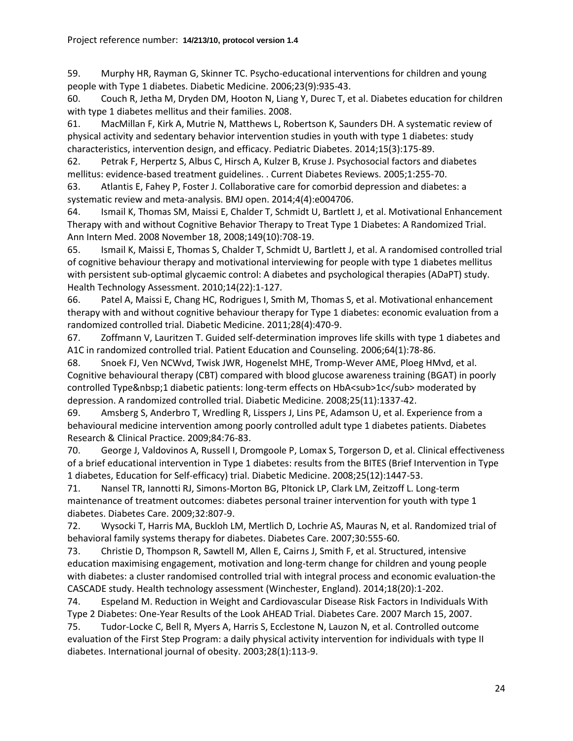59. Murphy HR, Rayman G, Skinner TC. Psycho-educational interventions for children and young people with Type 1 diabetes. Diabetic Medicine. 2006;23(9):935-43.

60. Couch R, Jetha M, Dryden DM, Hooton N, Liang Y, Durec T, et al. Diabetes education for children with type 1 diabetes mellitus and their families. 2008.

61. MacMillan F, Kirk A, Mutrie N, Matthews L, Robertson K, Saunders DH. A systematic review of physical activity and sedentary behavior intervention studies in youth with type 1 diabetes: study characteristics, intervention design, and efficacy. Pediatric Diabetes. 2014;15(3):175-89.

62. Petrak F, Herpertz S, Albus C, Hirsch A, Kulzer B, Kruse J. Psychosocial factors and diabetes mellitus: evidence-based treatment guidelines. . Current Diabetes Reviews. 2005;1:255-70.

63. Atlantis E, Fahey P, Foster J. Collaborative care for comorbid depression and diabetes: a systematic review and meta-analysis. BMJ open. 2014;4(4):e004706.

64. Ismail K, Thomas SM, Maissi E, Chalder T, Schmidt U, Bartlett J, et al. Motivational Enhancement Therapy with and without Cognitive Behavior Therapy to Treat Type 1 Diabetes: A Randomized Trial. Ann Intern Med. 2008 November 18, 2008;149(10):708-19.

65. Ismail K, Maissi E, Thomas S, Chalder T, Schmidt U, Bartlett J, et al. A randomised controlled trial of cognitive behaviour therapy and motivational interviewing for people with type 1 diabetes mellitus with persistent sub-optimal glycaemic control: A diabetes and psychological therapies (ADaPT) study. Health Technology Assessment. 2010;14(22):1-127.

66. Patel A, Maissi E, Chang HC, Rodrigues I, Smith M, Thomas S, et al. Motivational enhancement therapy with and without cognitive behaviour therapy for Type 1 diabetes: economic evaluation from a randomized controlled trial. Diabetic Medicine. 2011;28(4):470-9.

67. Zoffmann V, Lauritzen T. Guided self-determination improves life skills with type 1 diabetes and A1C in randomized controlled trial. Patient Education and Counseling. 2006;64(1):78-86.

68. Snoek FJ, Ven NCWvd, Twisk JWR, Hogenelst MHE, Tromp-Wever AME, Ploeg HMvd, et al. Cognitive behavioural therapy (CBT) compared with blood glucose awareness training (BGAT) in poorly controlled Type&nbsp;1 diabetic patients: long-term effects on HbA<sub>1c</sub> moderated by depression. A randomized controlled trial. Diabetic Medicine. 2008;25(11):1337-42.

69. Amsberg S, Anderbro T, Wredling R, Lisspers J, Lins PE, Adamson U, et al. Experience from a behavioural medicine intervention among poorly controlled adult type 1 diabetes patients. Diabetes Research & Clinical Practice. 2009;84:76-83.

70. George J, Valdovinos A, Russell I, Dromgoole P, Lomax S, Torgerson D, et al. Clinical effectiveness of a brief educational intervention in Type 1 diabetes: results from the BITES (Brief Intervention in Type 1 diabetes, Education for Self-efficacy) trial. Diabetic Medicine. 2008;25(12):1447-53.

71. Nansel TR, Iannotti RJ, Simons-Morton BG, Pltonick LP, Clark LM, Zeitzoff L. Long-term maintenance of treatment outcomes: diabetes personal trainer intervention for youth with type 1 diabetes. Diabetes Care. 2009;32:807-9.

72. Wysocki T, Harris MA, Buckloh LM, Mertlich D, Lochrie AS, Mauras N, et al. Randomized trial of behavioral family systems therapy for diabetes. Diabetes Care. 2007;30:555-60.

73. Christie D, Thompson R, Sawtell M, Allen E, Cairns J, Smith F, et al. Structured, intensive education maximising engagement, motivation and long-term change for children and young people with diabetes: a cluster randomised controlled trial with integral process and economic evaluation-the CASCADE study. Health technology assessment (Winchester, England). 2014;18(20):1-202.

74. Espeland M. Reduction in Weight and Cardiovascular Disease Risk Factors in Individuals With Type 2 Diabetes: One-Year Results of the Look AHEAD Trial. Diabetes Care. 2007 March 15, 2007.

75. Tudor-Locke C, Bell R, Myers A, Harris S, Ecclestone N, Lauzon N, et al. Controlled outcome evaluation of the First Step Program: a daily physical activity intervention for individuals with type II diabetes. International journal of obesity. 2003;28(1):113-9.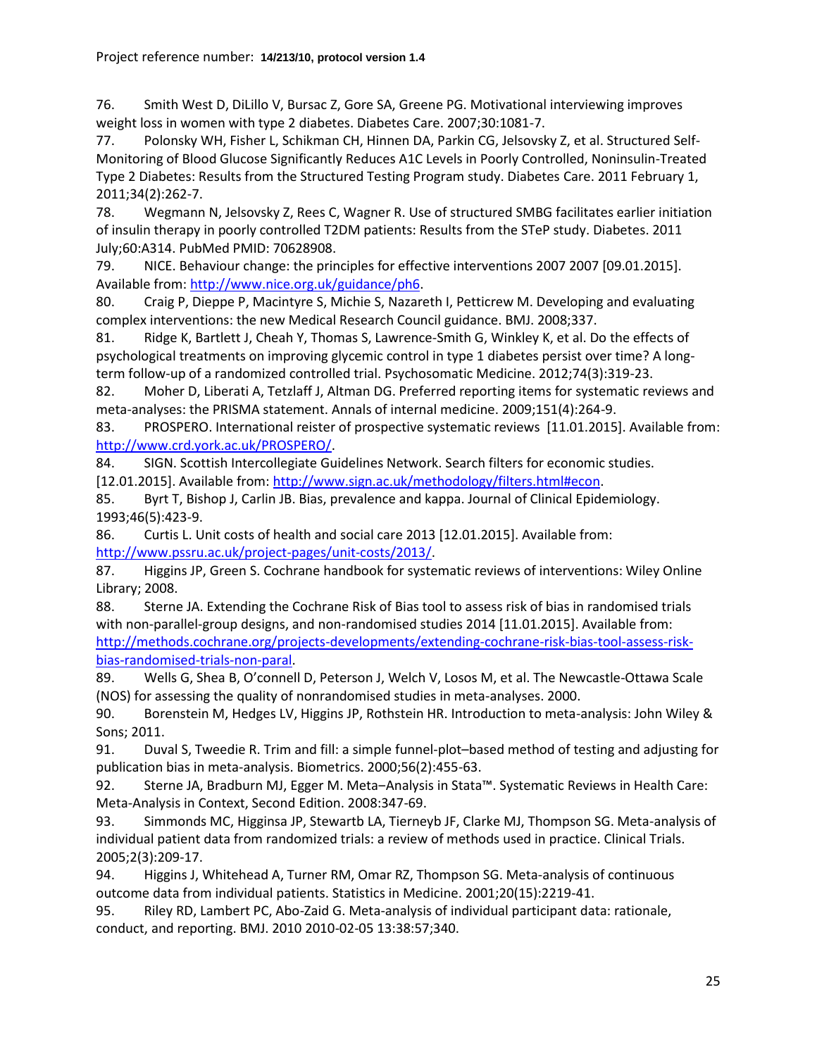76. Smith West D, DiLillo V, Bursac Z, Gore SA, Greene PG. Motivational interviewing improves weight loss in women with type 2 diabetes. Diabetes Care. 2007;30:1081-7.

77. Polonsky WH, Fisher L, Schikman CH, Hinnen DA, Parkin CG, Jelsovsky Z, et al. Structured Self-Monitoring of Blood Glucose Significantly Reduces A1C Levels in Poorly Controlled, Noninsulin-Treated Type 2 Diabetes: Results from the Structured Testing Program study. Diabetes Care. 2011 February 1, 2011;34(2):262-7.

78. Wegmann N, Jelsovsky Z, Rees C, Wagner R. Use of structured SMBG facilitates earlier initiation of insulin therapy in poorly controlled T2DM patients: Results from the STeP study. Diabetes. 2011 July;60:A314. PubMed PMID: 70628908.

79. NICE. Behaviour change: the principles for effective interventions 2007 2007 [09.01.2015]. Available from: http://www.nice.org.uk/guidance/ph6.

80. Craig P, Dieppe P, Macintyre S, Michie S, Nazareth I, Petticrew M. Developing and evaluating complex interventions: the new Medical Research Council guidance. BMJ. 2008;337.

81. Ridge K, Bartlett J, Cheah Y, Thomas S, Lawrence-Smith G, Winkley K, et al. Do the effects of psychological treatments on improving glycemic control in type 1 diabetes persist over time? A long-term follow-up of a randomized controlled trial. Psychosomatic Medicine. 2012;74(3):319-23.

82. Moher D, Liberati A, Tetzlaff J, Altman DG. Preferred reporting items for systematic reviews and meta-analyses: the PRISMA statement. Annals of internal medicine. 2009;151(4):264-9.

83. PROSPERO. International reister of prospective systematic reviews [11.01.2015]. Available from: http://www.crd.york.ac.uk/PROSPERO/.

84. SIGN. Scottish Intercollegiate Guidelines Network. Search filters for economic studies. [12.01.2015]. Available from: http://www.sign.ac.uk/methodology/filters.html#econ.

85. Byrt T, Bishop J, Carlin JB. Bias, prevalence and kappa. Journal of Clinical Epidemiology. 1993;46(5):423-9.

86. Curtis L. Unit costs of health and social care 2013 [12.01.2015]. Available from: http://www.pssru.ac.uk/project-pages/unit-costs/2013/.

87. Higgins JP, Green S. Cochrane handbook for systematic reviews of interventions: Wiley Online Library; 2008.

88. Sterne JA. Extending the Cochrane Risk of Bias tool to assess risk of bias in randomised trials with non-parallel-group designs, and non-randomised studies 2014 [11.01.2015]. Available from: http://methods.cochrane.org/projects-developments/extending-cochrane-risk-bias-tool-assess-risk-bias-randomised-trials-non-paral.

89. Wells G, Shea B, O'connell D, Peterson J, Welch V, Losos M, et al. The Newcastle-Ottawa Scale (NOS) for assessing the quality of nonrandomised studies in meta-analyses. 2000.

90. Borenstein M, Hedges LV, Higgins JP, Rothstein HR. Introduction to meta-analysis: John Wiley & Sons; 2011.

91. Duval S, Tweedie R. Trim and fill: a simple funnel-plot–based method of testing and adjusting for publication bias in meta-analysis. Biometrics. 2000;56(2):455-63.

92. Sterne JA, Bradburn MJ, Egger M. Meta–Analysis in Stata™. Systematic Reviews in Health Care: Meta-Analysis in Context, Second Edition. 2008:347-69.

93. Simmonds MC, Higginsa JP, Stewartb LA, Tierneyb JF, Clarke MJ, Thompson SG. Meta-analysis of individual patient data from randomized trials: a review of methods used in practice. Clinical Trials. 2005;2(3):209-17.

94. Higgins J, Whitehead A, Turner RM, Omar RZ, Thompson SG. Meta-analysis of continuous outcome data from individual patients. Statistics in Medicine. 2001;20(15):2219-41.

95. Riley RD, Lambert PC, Abo-Zaid G. Meta-analysis of individual participant data: rationale, conduct, and reporting. BMJ. 2010 2010-02-05 13:38:57;340.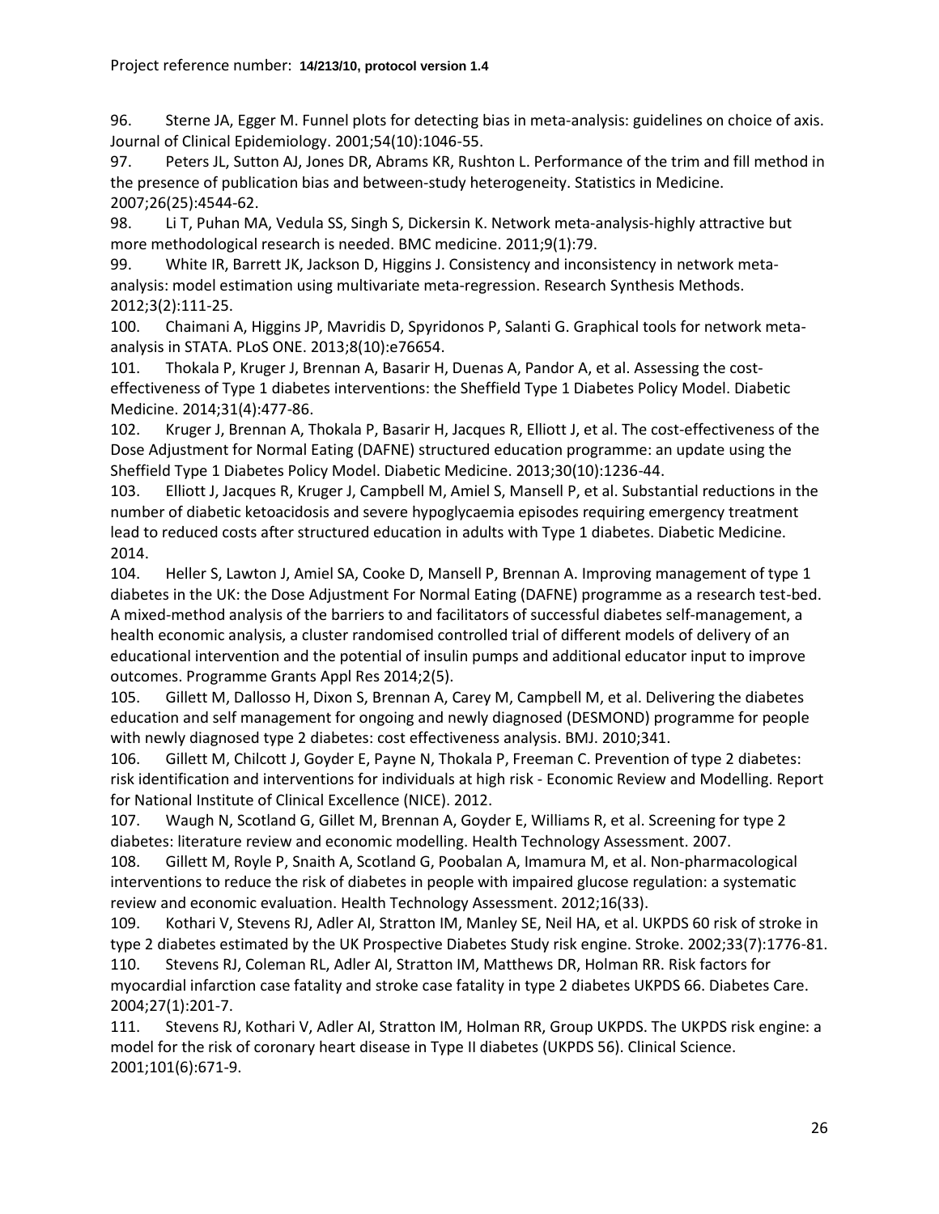96. Sterne JA, Egger M. Funnel plots for detecting bias in meta-analysis: guidelines on choice of axis. Journal of Clinical Epidemiology. 2001;54(10):1046-55.

97. Peters JL, Sutton AJ, Jones DR, Abrams KR, Rushton L. Performance of the trim and fill method in the presence of publication bias and between-study heterogeneity. Statistics in Medicine. 2007;26(25):4544-62.

98. Li T, Puhan MA, Vedula SS, Singh S, Dickersin K. Network meta-analysis-highly attractive but more methodological research is needed. BMC medicine. 2011;9(1):79.

99. White IR, Barrett JK, Jackson D, Higgins J. Consistency and inconsistency in network meta-analysis: model estimation using multivariate meta-regression. Research Synthesis Methods. 2012;3(2):111-25.

100. Chaimani A, Higgins JP, Mavridis D, Spyridonos P, Salanti G. Graphical tools for network meta-analysis in STATA. PLoS ONE. 2013;8(10):e76654.

101. Thokala P, Kruger J, Brennan A, Basarir H, Duenas A, Pandor A, et al. Assessing the cost-effectiveness of Type 1 diabetes interventions: the Sheffield Type 1 Diabetes Policy Model. Diabetic Medicine. 2014;31(4):477-86.

102. Kruger J, Brennan A, Thokala P, Basarir H, Jacques R, Elliott J, et al. The cost-effectiveness of the Dose Adjustment for Normal Eating (DAFNE) structured education programme: an update using the Sheffield Type 1 Diabetes Policy Model. Diabetic Medicine. 2013;30(10):1236-44.

103. Elliott J, Jacques R, Kruger J, Campbell M, Amiel S, Mansell P, et al. Substantial reductions in the number of diabetic ketoacidosis and severe hypoglycaemia episodes requiring emergency treatment lead to reduced costs after structured education in adults with Type 1 diabetes. Diabetic Medicine. 2014.

104. Heller S, Lawton J, Amiel SA, Cooke D, Mansell P, Brennan A. Improving management of type 1 diabetes in the UK: the Dose Adjustment For Normal Eating (DAFNE) programme as a research test-bed. A mixed-method analysis of the barriers to and facilitators of successful diabetes self-management, a health economic analysis, a cluster randomised controlled trial of different models of delivery of an educational intervention and the potential of insulin pumps and additional educator input to improve outcomes. Programme Grants Appl Res 2014;2(5).

105. Gillett M, Dallosso H, Dixon S, Brennan A, Carey M, Campbell M, et al. Delivering the diabetes education and self management for ongoing and newly diagnosed (DESMOND) programme for people with newly diagnosed type 2 diabetes: cost effectiveness analysis. BMJ. 2010;341.

106. Gillett M, Chilcott J, Goyder E, Payne N, Thokala P, Freeman C. Prevention of type 2 diabetes: risk identification and interventions for individuals at high risk - Economic Review and Modelling. Report for National Institute of Clinical Excellence (NICE). 2012.

107. Waugh N, Scotland G, Gillet M, Brennan A, Goyder E, Williams R, et al. Screening for type 2 diabetes: literature review and economic modelling. Health Technology Assessment. 2007.

108. Gillett M, Royle P, Snaith A, Scotland G, Poobalan A, Imamura M, et al. Non-pharmacological interventions to reduce the risk of diabetes in people with impaired glucose regulation: a systematic review and economic evaluation. Health Technology Assessment. 2012;16(33).

109. Kothari V, Stevens RJ, Adler AI, Stratton IM, Manley SE, Neil HA, et al. UKPDS 60 risk of stroke in type 2 diabetes estimated by the UK Prospective Diabetes Study risk engine. Stroke. 2002;33(7):1776-81.

110. Stevens RJ, Coleman RL, Adler AI, Stratton IM, Matthews DR, Holman RR. Risk factors for myocardial infarction case fatality and stroke case fatality in type 2 diabetes UKPDS 66. Diabetes Care. 2004;27(1):201-7.

111. Stevens RJ, Kothari V, Adler AI, Stratton IM, Holman RR, Group UKPDS. The UKPDS risk engine: a model for the risk of coronary heart disease in Type II diabetes (UKPDS 56). Clinical Science. 2001;101(6):671-9.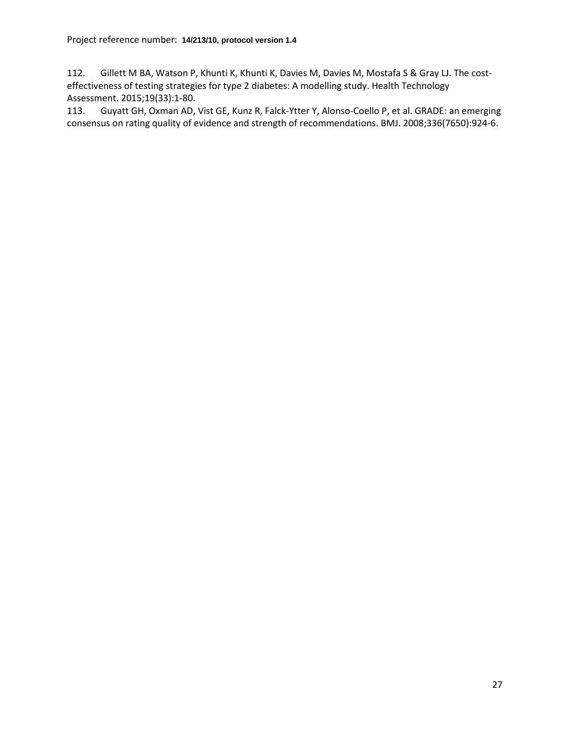112. Gillett M BA, Watson P, Khunti K, Khunti K, Davies M, Davies M, Mostafa S & Gray LJ. The cost-effectiveness of testing strategies for type 2 diabetes: A modelling study. Health Technology Assessment. 2015;19(33):1-80.

113. Guyatt GH, Oxman AD, Vist GE, Kunz R, Falck-Ytter Y, Alonso-Coello P, et al. GRADE: an emerging consensus on rating quality of evidence and strength of recommendations. BMJ. 2008;336(7650):924-6.